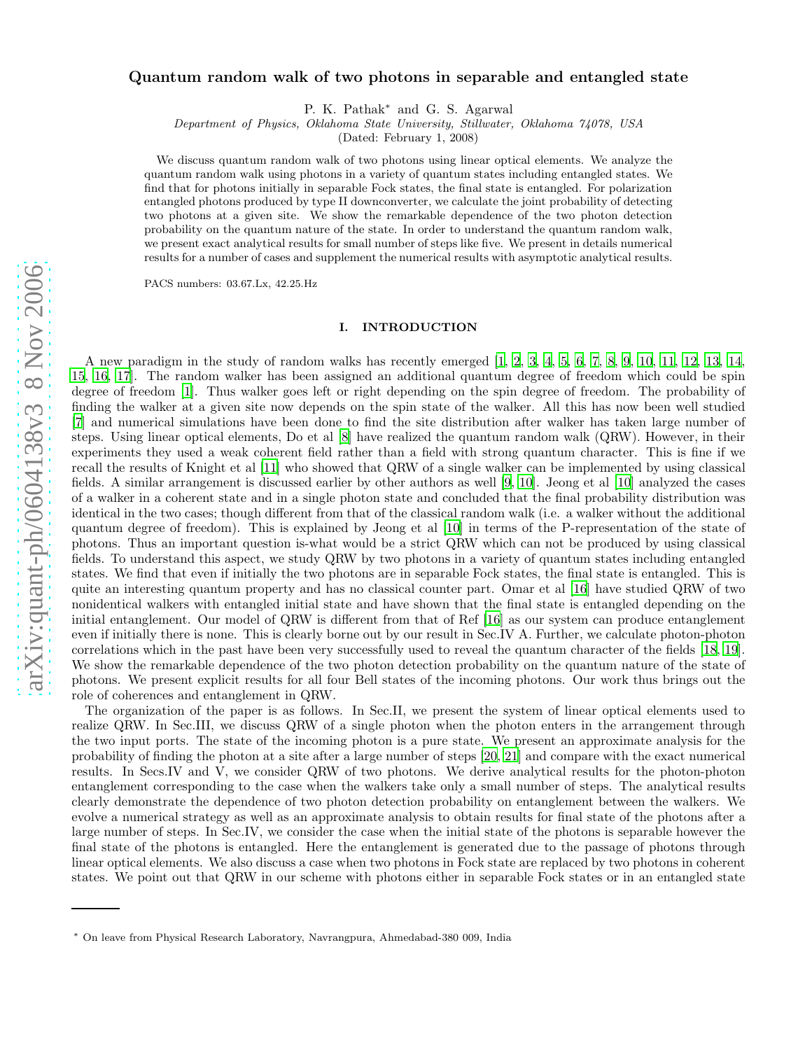# Quantum random walk of two photons in separable and entangled state

P. K. Pathak* and G. S. Agarwal

*Department of Physics, Oklahoma State University, Stillwater, Oklahoma 74078, USA*

(Dated: February 1, 2008)

We discuss quantum random walk of two photons using linear optical elements. We analyze the quantum random walk using photons in a variety of quantum states including entangled states. We find that for photons initially in separable Fock states, the final state is entangled. For polarization entangled photons produced by type II downconverter, we calculate the joint probability of detecting two photons at a given site. We show the remarkable dependence of the two photon detection probability on the quantum nature of the state. In order to understand the quantum random walk, we present exact analytical results for small number of steps like five. We present in details numerical results for a number of cases and supplement the numerical results with asymptotic analytical results.

PACS numbers: 03.67.Lx, 42.25.Hz

## I. INTRODUCTION

A new paradigm in the study of random walks has recently emerged [1, 2, 3, 4, 5, 6, 7, 8, 9, 10, 11, 12, 13, 14, 15, 16, 17]. The random walker has been assigned an additional quantum degree of freedom which could be spin degree of freedom [1]. Thus walker goes left or right depending on the spin degree of freedom. The probability of finding the walker at a given site now depends on the spin state of the walker. All this has now been well studied [7] and numerical simulations have been done to find the site distribution after walker has taken large number of steps. Using linear optical elements, Do et al [8] have realized the quantum random walk (QRW). However, in their experiments they used a weak coherent field rather than a field with strong quantum character. This is fine if we recall the results of Knight et al [11] who showed that QRW of a single walker can be implemented by using classical fields. A similar arrangement is discussed earlier by other authors as well [9, 10]. Jeong et al [10] analyzed the cases of a walker in a coherent state and in a single photon state and concluded that the final probability distribution was identical in the two cases; though different from that of the classical random walk (i.e. a walker without the additional quantum degree of freedom). This is explained by Jeong et al [10] in terms of the P-representation of the state of photons. Thus an important question is-what would be a strict QRW which can not be produced by using classical fields. To understand this aspect, we study QRW by two photons in a variety of quantum states including entangled states. We find that even if initially the two photons are in separable Fock states, the final state is entangled. This is quite an interesting quantum property and has no classical counter part. Omar et al [16] have studied QRW of two nonidentical walkers with entangled initial state and have shown that the final state is entangled depending on the initial entanglement. Our model of QRW is different from that of Ref [16] as our system can produce entanglement even if initially there is none. This is clearly borne out by our result in Sec.IV A. Further, we calculate photon-photon correlations which in the past have been very successfully used to reveal the quantum character of the fields [18, 19]. We show the remarkable dependence of the two photon detection probability on the quantum nature of the state of photons. We present explicit results for all four Bell states of the incoming photons. Our work thus brings out the role of coherences and entanglement in QRW.

The organization of the paper is as follows. In Sec.II, we present the system of linear optical elements used to realize QRW. In Sec.III, we discuss QRW of a single photon when the photon enters in the arrangement through the two input ports. The state of the incoming photon is a pure state. We present an approximate analysis for the probability of finding the photon at a site after a large number of steps [20, 21] and compare with the exact numerical results. In Secs.IV and V, we consider QRW of two photons. We derive analytical results for the photon-photon entanglement corresponding to the case when the walkers take only a small number of steps. The analytical results clearly demonstrate the dependence of two photon detection probability on entanglement between the walkers. We evolve a numerical strategy as well as an approximate analysis to obtain results for final state of the photons after a large number of steps. In Sec.IV, we consider the case when the initial state of the photons is separable however the final state of the photons is entangled. Here the entanglement is generated due to the passage of photons through linear optical elements. We also discuss a case when two photons in Fock state are replaced by two photons in coherent states. We point out that QRW in our scheme with photons either in separable Fock states or in an entangled state

* On leave from Physical Research Laboratory, Navrangpura, Ahmedabad-380 009, India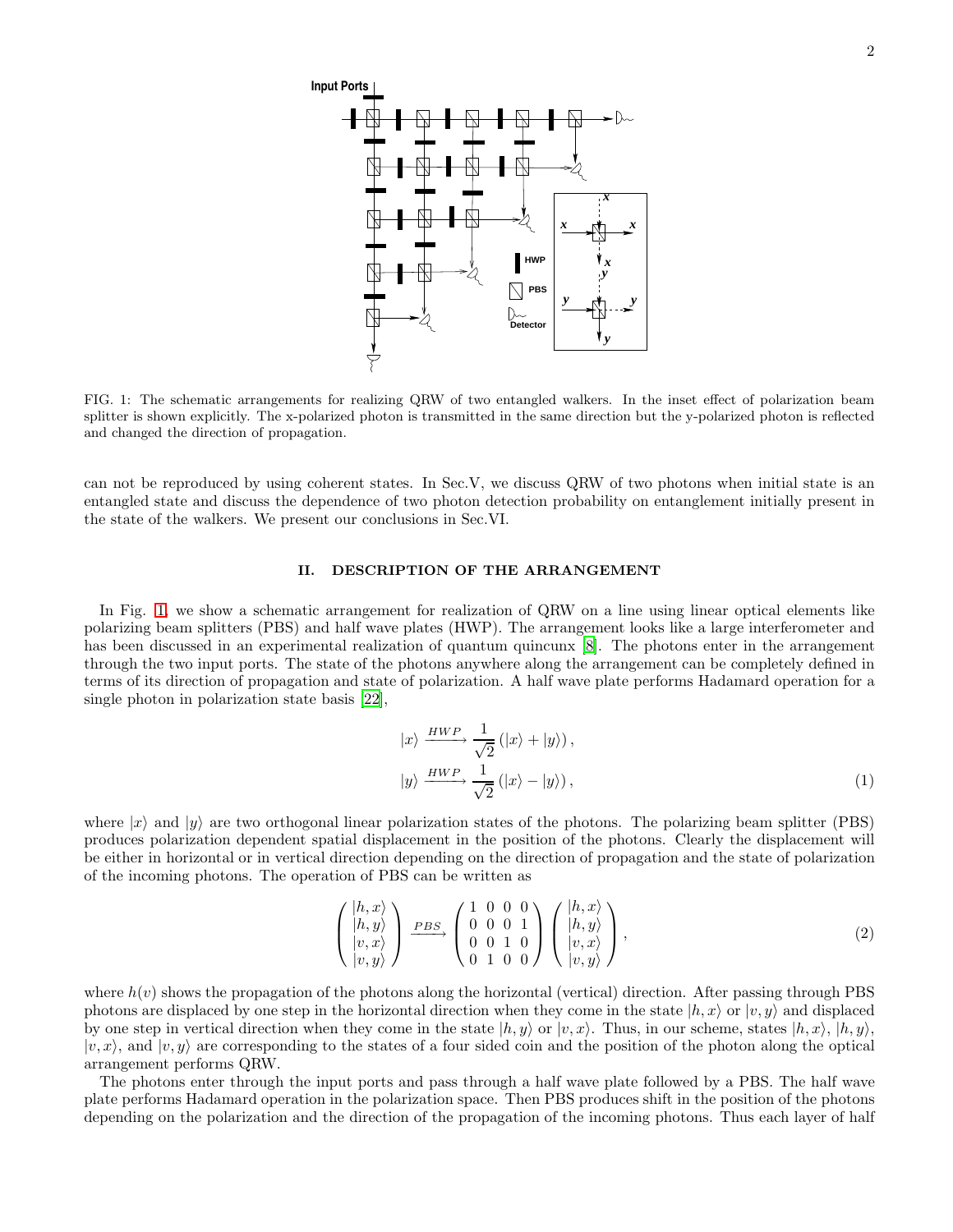FIG. 1: The schematic arrangements for realizing QRW of two entangled walkers. In the inset effect of polarization beam splitter is shown explicitly. The x-polarized photon is transmitted in the same direction but the y-polarized photon is reflected and changed the direction of propagation.

can not be reproduced by using coherent states. In Sec.V, we discuss QRW of two photons when initial state is an entangled state and discuss the dependence of two photon detection probability on entanglement initially present in the state of the walkers. We present our conclusions in Sec.VI.

## II. DESCRIPTION OF THE ARRANGEMENT

In Fig. 1, we show a schematic arrangement for realization of QRW on a line using linear optical elements like polarizing beam splitters (PBS) and half wave plates (HWP). The arrangement looks like a large interferometer and has been discussed in an experimental realization of quantum quincunx [8]. The photons enter in the arrangement through the two input ports. The state of the photons anywhere along the arrangement can be completely defined in terms of its direction of propagation and state of polarization. A half wave plate performs Hadamard operation for a single photon in polarization state basis [22],

$$
\begin{aligned}
|x\rangle &\xrightarrow{HWP} \frac{1}{\sqrt{2}}\left(|x\rangle + |y\rangle\right), \\
|y\rangle &\xrightarrow{HWP} \frac{1}{\sqrt{2}}\left(|x\rangle - |y\rangle\right),
\end{aligned}
\tag{1}
$$

where $|x\rangle$ and $|y\rangle$ are two orthogonal linear polarization states of the photons. The polarizing beam splitter (PBS) produces polarization dependent spatial displacement in the position of the photons. Clearly the displacement will be either in horizontal or in vertical direction depending on the direction of propagation and the state of polarization of the incoming photons. The operation of PBS can be written as

$$
\begin{pmatrix} |h,x\rangle \\ |h,y\rangle \\ |v,x\rangle \\ |v,y\rangle \end{pmatrix} \xrightarrow{PBS} \begin{pmatrix} 1 & 0 & 0 & 0 \\ 0 & 0 & 0 & 1 \\ 0 & 0 & 1 & 0 \\ 0 & 1 & 0 & 0 \end{pmatrix} \begin{pmatrix} |h,x\rangle \\ |h,y\rangle \\ |v,x\rangle \\ |v,y\rangle \end{pmatrix},
\tag{2}
$$

where $h(v)$ shows the propagation of the photons along the horizontal (vertical) direction. After passing through PBS photons are displaced by one step in the horizontal direction when they come in the state $|h,x\rangle$ or $|v,y\rangle$ and displaced by one step in vertical direction when they come in the state $|h,y\rangle$ or $|v,x\rangle$. Thus, in our scheme, states $|h,x\rangle$, $|h,y\rangle$, $|v,x\rangle$, and $|v,y\rangle$ are corresponding to the states of a four sided coin and the position of the photon along the optical arrangement performs QRW.

The photons enter through the input ports and pass through a half wave plate followed by a PBS. The half wave plate performs Hadamard operation in the polarization space. Then PBS produces shift in the position of the photons depending on the polarization and the direction of the propagation of the incoming photons. Thus each layer of half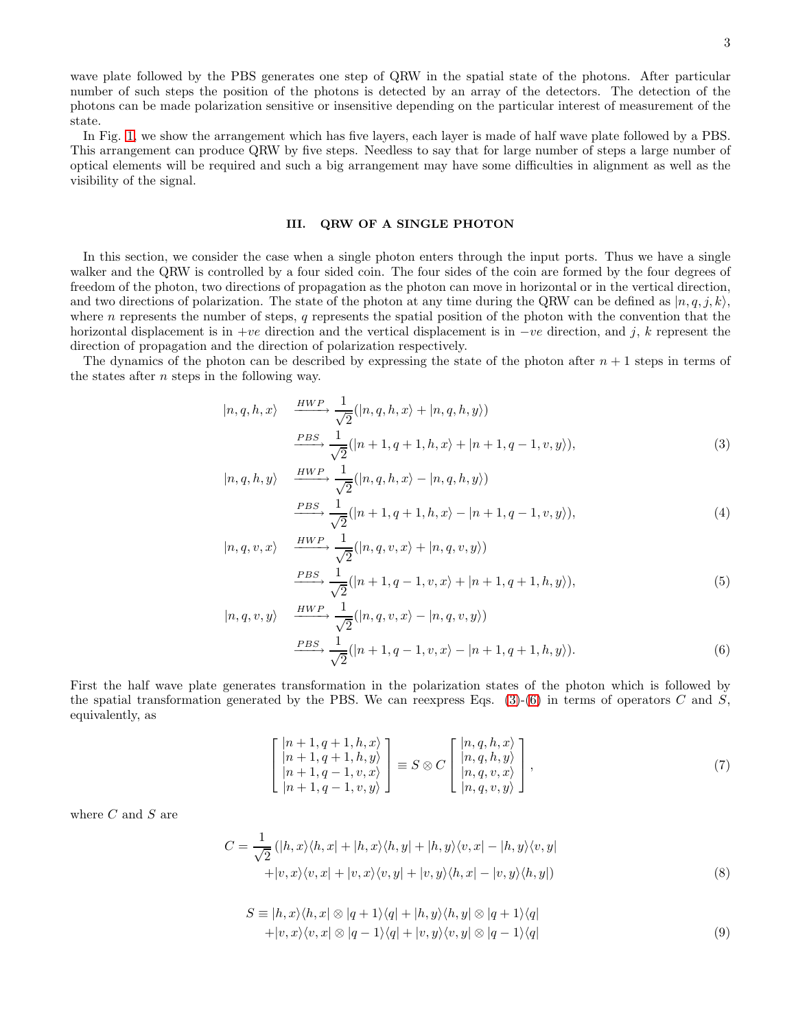wave plate followed by the PBS generates one step of QRW in the spatial state of the photons. After particular number of such steps the position of the photons is detected by an array of the detectors. The detection of the photons can be made polarization sensitive or insensitive depending on the particular interest of measurement of the state.

In Fig. 1, we show the arrangement which has five layers, each layer is made of half wave plate followed by a PBS. This arrangement can produce QRW by five steps. Needless to say that for large number of steps a large number of optical elements will be required and such a big arrangement may have some difficulties in alignment as well as the visibility of the signal.

## III. QRW OF A SINGLE PHOTON

In this section, we consider the case when a single photon enters through the input ports. Thus we have a single walker and the QRW is controlled by a four sided coin. The four sides of the coin are formed by the four degrees of freedom of the photon, two directions of propagation as the photon can move in horizontal or in the vertical direction, and two directions of polarization. The state of the photon at any time during the QRW can be defined as $|n, q, j, k\rangle$, where $n$ represents the number of steps, $q$ represents the spatial position of the photon with the convention that the horizontal displacement is in $+ve$ direction and the vertical displacement is in $-ve$ direction, and $j$, $k$ represent the direction of propagation and the direction of polarization respectively.

The dynamics of the photon can be described by expressing the state of the photon after $n+1$ steps in terms of the states after $n$ steps in the following way.

$$
\begin{aligned}
|n, q, h, x\rangle \quad &\xrightarrow{HWP} \frac{1}{\sqrt{2}}(|n, q, h, x\rangle + |n, q, h, y\rangle) \\
&\xrightarrow{PBS} \frac{1}{\sqrt{2}}(|n+1, q+1, h, x\rangle + |n+1, q-1, v, y\rangle), \qquad (3)
\end{aligned}
$$

$$
\begin{aligned}
|n, q, h, y\rangle \quad &\xrightarrow{HWP} \frac{1}{\sqrt{2}}(|n, q, h, x\rangle - |n, q, h, y\rangle) \\
&\xrightarrow{PBS} \frac{1}{\sqrt{2}}(|n+1, q+1, h, x\rangle - |n+1, q-1, v, y\rangle), \qquad (4)
\end{aligned}
$$

$$
\begin{aligned}
|n, q, v, x\rangle \quad &\xrightarrow{HWP} \frac{1}{\sqrt{2}}(|n, q, v, x\rangle + |n, q, v, y\rangle) \\
&\xrightarrow{PBS} \frac{1}{\sqrt{2}}(|n+1, q-1, v, x\rangle + |n+1, q+1, h, y\rangle), \qquad (5)
\end{aligned}
$$

$$
\begin{aligned}
|n, q, v, y\rangle \quad &\xrightarrow{HWP} \frac{1}{\sqrt{2}}(|n, q, v, x\rangle - |n, q, v, y\rangle) \\
&\xrightarrow{PBS} \frac{1}{\sqrt{2}}(|n+1, q-1, v, x\rangle - |n+1, q+1, h, y\rangle). \qquad (6)
\end{aligned}
$$

First the half wave plate generates transformation in the polarization states of the photon which is followed by the spatial transformation generated by the PBS. We can reexpress Eqs. (3)-(6) in terms of operators $C$ and $S$, equivalently, as

$$
\begin{bmatrix} |n+1, q+1, h, x\rangle \\ |n+1, q+1, h, y\rangle \\ |n+1, q-1, v, x\rangle \\ |n+1, q-1, v, y\rangle \end{bmatrix} \equiv S \otimes C \begin{bmatrix} |n, q, h, x\rangle \\ |n, q, h, y\rangle \\ |n, q, v, x\rangle \\ |n, q, v, y\rangle \end{bmatrix}, \qquad (7)
$$

where $C$ and $S$ are

$$
\begin{aligned}
C = \frac{1}{\sqrt{2}} \big( &|h, x\rangle\langle h, x| + |h, x\rangle\langle h, y| + |h, y\rangle\langle v, x| - |h, y\rangle\langle v, y| \\
&+ |v, x\rangle\langle v, x| + |v, x\rangle\langle v, y| + |v, y\rangle\langle h, x| - |v, y\rangle\langle h, y| \big) \qquad (8)
\end{aligned}
$$

$$
\begin{aligned}
S \equiv\; &|h, x\rangle\langle h, x| \otimes |q+1\rangle\langle q| + |h, y\rangle\langle h, y| \otimes |q+1\rangle\langle q| \\
&+ |v, x\rangle\langle v, x| \otimes |q-1\rangle\langle q| + |v, y\rangle\langle v, y| \otimes |q-1\rangle\langle q| \qquad (9)
\end{aligned}
$$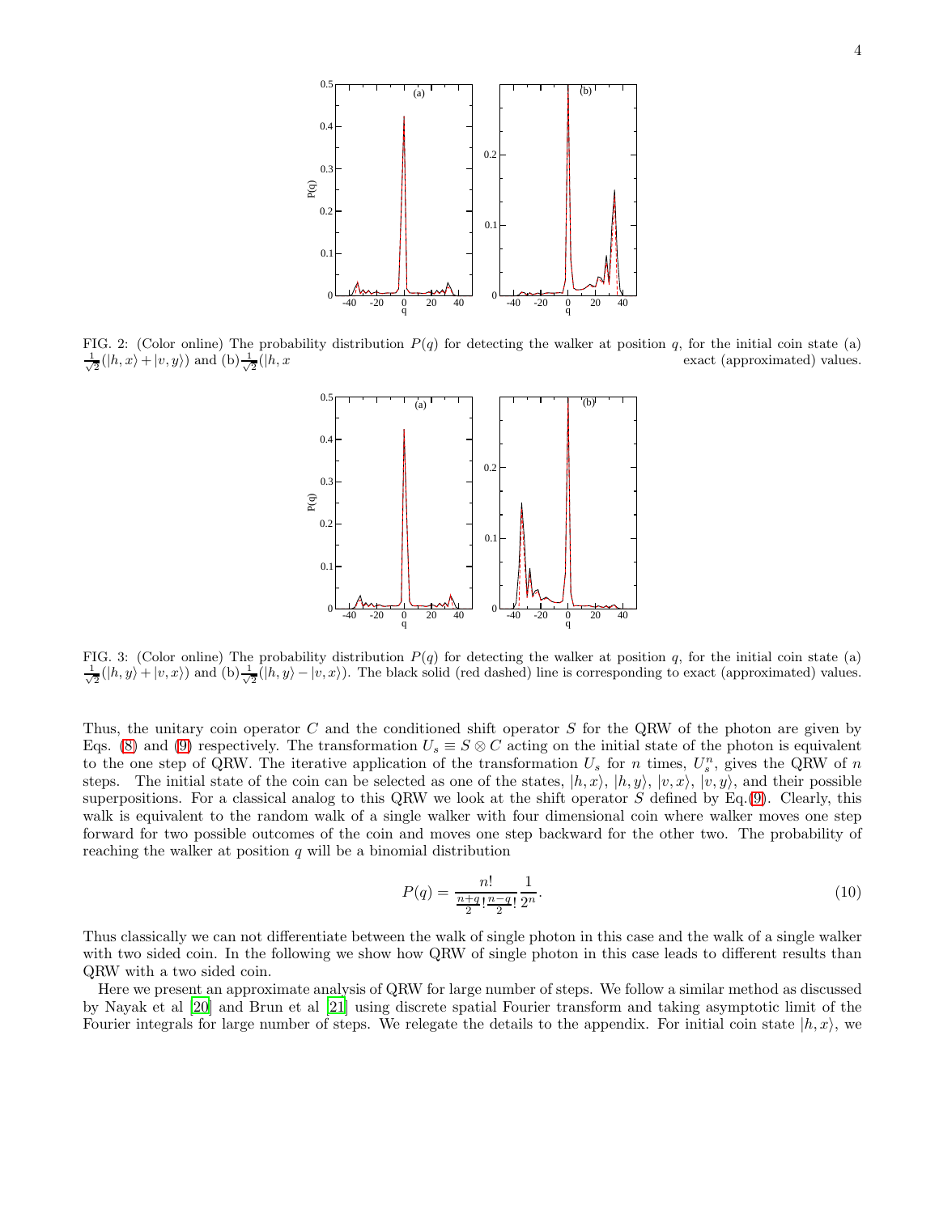FIG. 2: (Color online) The probability distribution $P(q)$ for detecting the walker at position $q$, for the initial coin state (a) $\frac{1}{\sqrt{2}}(|h, x\rangle + |v, y\rangle)$ and (b) $\frac{1}{\sqrt{2}}(|h, x$ exact (approximated) values.

FIG. 3: (Color online) The probability distribution $P(q)$ for detecting the walker at position $q$, for the initial coin state (a) $\frac{1}{\sqrt{2}}(|h, y\rangle + |v, x\rangle)$ and (b) $\frac{1}{\sqrt{2}}(|h, y\rangle - |v, x\rangle)$. The black solid (red dashed) line is corresponding to exact (approximated) values.

Thus, the unitary coin operator $C$ and the conditioned shift operator $S$ for the QRW of the photon are given by Eqs. (8) and (9) respectively. The transformation $U_s \equiv S \otimes C$ acting on the initial state of the photon is equivalent to the one step of QRW. The iterative application of the transformation $U_s$ for $n$ times, $U_s^n$, gives the QRW of $n$ steps. The initial state of the coin can be selected as one of the states, $|h, x\rangle$, $|h, y\rangle$, $|v, x\rangle$, $|v, y\rangle$, and their possible superpositions. For a classical analog to this QRW we look at the shift operator $S$ defined by Eq.(9). Clearly, this walk is equivalent to the random walk of a single walker with four dimensional coin where walker moves one step forward for two possible outcomes of the coin and moves one step backward for the other two. The probability of reaching the walker at position $q$ will be a binomial distribution

$$P(q) = \frac{n!}{\frac{n+q}{2}!\frac{n-q}{2}!}\frac{1}{2^n}. \tag{10}$$

Thus classically we can not differentiate between the walk of single photon in this case and the walk of a single walker with two sided coin. In the following we show how QRW of single photon in this case leads to different results than QRW with a two sided coin.

Here we present an approximate analysis of QRW for large number of steps. We follow a similar method as discussed by Nayak et al [20] and Brun et al [21] using discrete spatial Fourier transform and taking asymptotic limit of the Fourier integrals for large number of steps. We relegate the details to the appendix. For initial coin state $|h, x\rangle$, we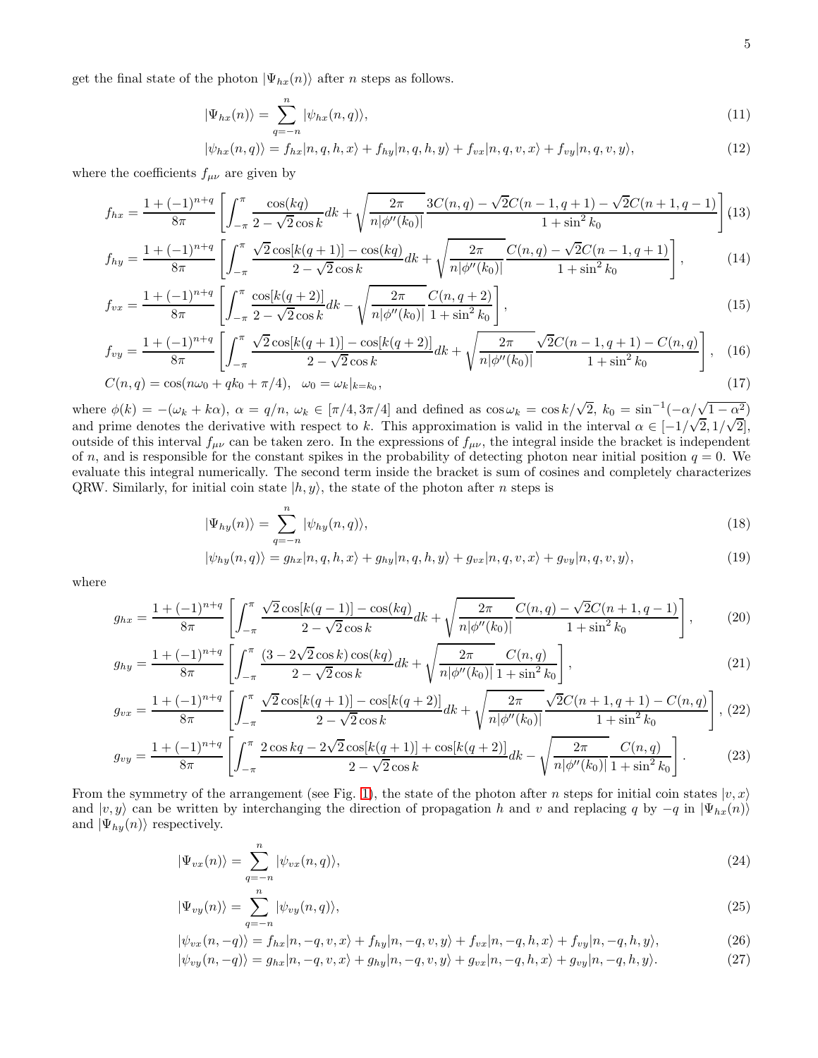get the final state of the photon $|\Psi_{hx}(n)\rangle$ after $n$ steps as follows.

$$|\Psi_{hx}(n)\rangle = \sum_{q=-n}^{n} |\psi_{hx}(n,q)\rangle, \tag{11}$$

$$|\psi_{hx}(n,q)\rangle = f_{hx}|n,q,h,x\rangle + f_{hy}|n,q,h,y\rangle + f_{vx}|n,q,v,x\rangle + f_{vy}|n,q,v,y\rangle, \tag{12}$$

where the coefficients $f_{\mu\nu}$ are given by

$$f_{hx} = \frac{1+(-1)^{n+q}}{8\pi}\left[\int_{-\pi}^{\pi}\frac{\cos(kq)}{2-\sqrt{2}\cos k}dk + \sqrt{\frac{2\pi}{n|\phi''(k_0)|}}\frac{3C(n,q)-\sqrt{2}C(n-1,q+1)-\sqrt{2}C(n+1,q-1)}{1+\sin^2 k_0}\right] \tag{13}$$

$$f_{hy} = \frac{1+(-1)^{n+q}}{8\pi}\left[\int_{-\pi}^{\pi}\frac{\sqrt{2}\cos[k(q+1)]-\cos(kq)}{2-\sqrt{2}\cos k}dk + \sqrt{\frac{2\pi}{n|\phi''(k_0)|}}\frac{C(n,q)-\sqrt{2}C(n-1,q+1)}{1+\sin^2 k_0}\right], \tag{14}$$

$$f_{vx} = \frac{1+(-1)^{n+q}}{8\pi}\left[\int_{-\pi}^{\pi}\frac{\cos[k(q+2)]}{2-\sqrt{2}\cos k}dk - \sqrt{\frac{2\pi}{n|\phi''(k_0)|}}\frac{C(n,q+2)}{1+\sin^2 k_0}\right], \tag{15}$$

$$f_{vy} = \frac{1+(-1)^{n+q}}{8\pi}\left[\int_{-\pi}^{\pi}\frac{\sqrt{2}\cos[k(q+1)]-\cos[k(q+2)]}{2-\sqrt{2}\cos k}dk + \sqrt{\frac{2\pi}{n|\phi''(k_0)|}}\frac{\sqrt{2}C(n-1,q+1)-C(n,q)}{1+\sin^2 k_0}\right], \tag{16}$$

$$C(n,q) = \cos(n\omega_0 + qk_0 + \pi/4), \quad \omega_0 = \omega_k|_{k=k_0}, \tag{17}$$

where $\phi(k) = -(\omega_k + k\alpha)$, $\alpha = q/n$, $\omega_k \in [\pi/4, 3\pi/4]$ and defined as $\cos\omega_k = \cos k/\sqrt{2}$, $k_0 = \sin^{-1}(-\alpha/\sqrt{1-\alpha^2})$ and prime denotes the derivative with respect to $k$. This approximation is valid in the interval $\alpha \in [-1/\sqrt{2}, 1/\sqrt{2}]$, outside of this interval $f_{\mu\nu}$ can be taken zero. In the expressions of $f_{\mu\nu}$, the integral inside the bracket is independent of $n$, and is responsible for the constant spikes in the probability of detecting photon near initial position $q=0$. We evaluate this integral numerically. The second term inside the bracket is sum of cosines and completely characterizes QRW. Similarly, for initial coin state $|h,y\rangle$, the state of the photon after $n$ steps is

$$|\Psi_{hy}(n)\rangle = \sum_{q=-n}^{n} |\psi_{hy}(n,q)\rangle, \tag{18}$$

$$|\psi_{hy}(n,q)\rangle = g_{hx}|n,q,h,x\rangle + g_{hy}|n,q,h,y\rangle + g_{vx}|n,q,v,x\rangle + g_{vy}|n,q,v,y\rangle, \tag{19}$$

where

$$g_{hx} = \frac{1+(-1)^{n+q}}{8\pi}\left[\int_{-\pi}^{\pi}\frac{\sqrt{2}\cos[k(q-1)]-\cos(kq)}{2-\sqrt{2}\cos k}dk + \sqrt{\frac{2\pi}{n|\phi''(k_0)|}}\frac{C(n,q)-\sqrt{2}C(n+1,q-1)}{1+\sin^2 k_0}\right], \tag{20}$$

$$g_{hy} = \frac{1+(-1)^{n+q}}{8\pi}\left[\int_{-\pi}^{\pi}\frac{(3-2\sqrt{2}\cos k)\cos(kq)}{2-\sqrt{2}\cos k}dk + \sqrt{\frac{2\pi}{n|\phi''(k_0)|}}\frac{C(n,q)}{1+\sin^2 k_0}\right], \tag{21}$$

$$g_{vx} = \frac{1+(-1)^{n+q}}{8\pi}\left[\int_{-\pi}^{\pi}\frac{\sqrt{2}\cos[k(q+1)]-\cos[k(q+2)]}{2-\sqrt{2}\cos k}dk + \sqrt{\frac{2\pi}{n|\phi''(k_0)|}}\frac{\sqrt{2}C(n+1,q+1)-C(n,q)}{1+\sin^2 k_0}\right], \tag{22}$$

$$g_{vy} = \frac{1+(-1)^{n+q}}{8\pi}\left[\int_{-\pi}^{\pi}\frac{2\cos kq - 2\sqrt{2}\cos[k(q+1)]+\cos[k(q+2)]}{2-\sqrt{2}\cos k}dk - \sqrt{\frac{2\pi}{n|\phi''(k_0)|}}\frac{C(n,q)}{1+\sin^2 k_0}\right]. \tag{23}$$

From the symmetry of the arrangement (see Fig. 1), the state of the photon after $n$ steps for initial coin states $|v,x\rangle$ and $|v,y\rangle$ can be written by interchanging the direction of propagation $h$ and $v$ and replacing $q$ by $-q$ in $|\Psi_{hx}(n)\rangle$ and $|\Psi_{hy}(n)\rangle$ respectively.

$$|\Psi_{vx}(n)\rangle = \sum_{q=-n}^{n} |\psi_{vx}(n,q)\rangle, \tag{24}$$

$$|\Psi_{vy}(n)\rangle = \sum_{q=-n}^{n} |\psi_{vy}(n,q)\rangle, \tag{25}$$

$$|\psi_{vx}(n,-q)\rangle = f_{hx}|n,-q,v,x\rangle + f_{hy}|n,-q,v,y\rangle + f_{vx}|n,-q,h,x\rangle + f_{vy}|n,-q,h,y\rangle, \tag{26}$$

$$|\psi_{vy}(n,-q)\rangle = g_{hx}|n,-q,v,x\rangle + g_{hy}|n,-q,v,y\rangle + g_{vx}|n,-q,h,x\rangle + g_{vy}|n,-q,h,y\rangle. \tag{27}$$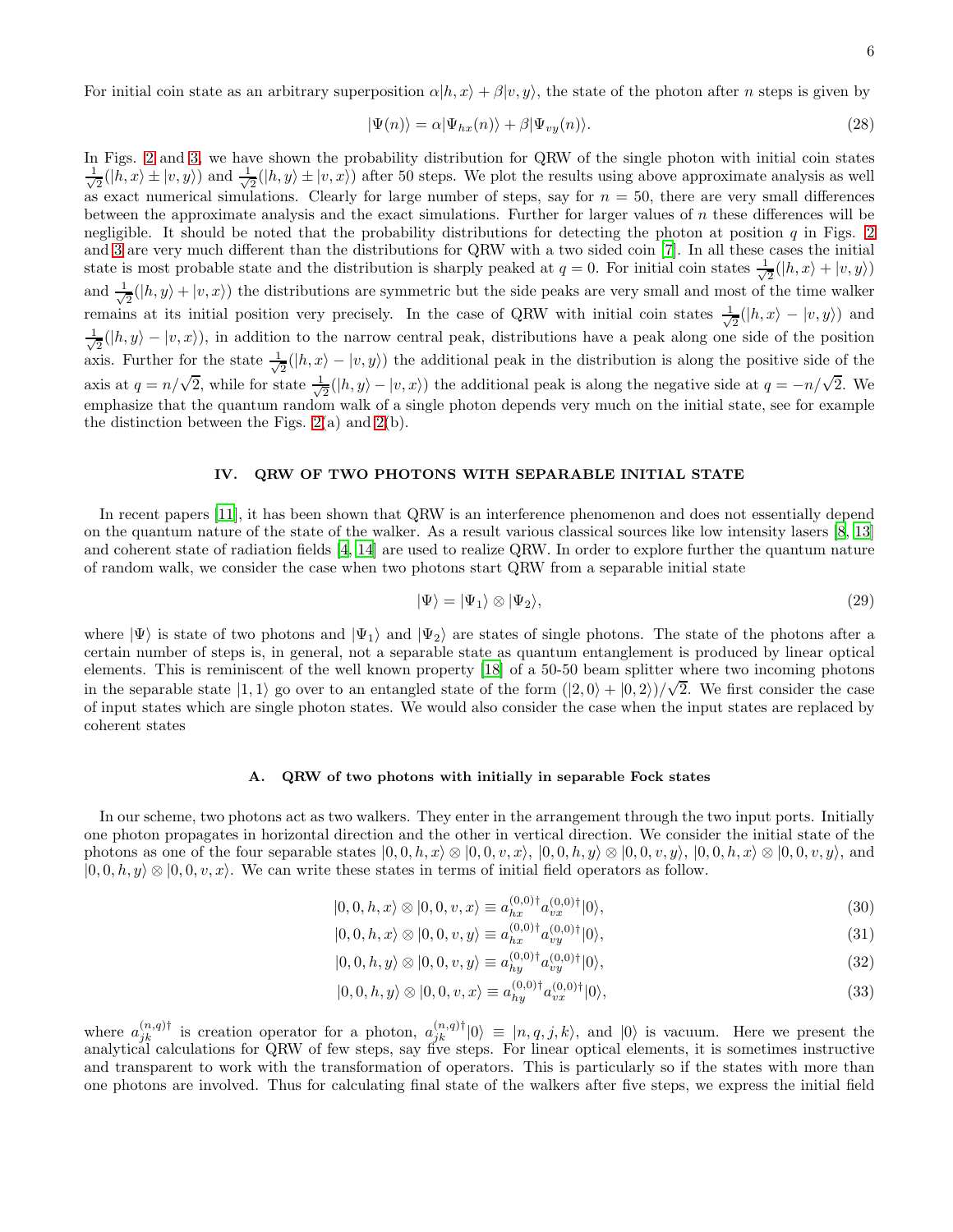For initial coin state as an arbitrary superposition $\alpha|h,x\rangle+\beta|v,y\rangle$, the state of the photon after $n$ steps is given by

$$|\Psi(n)\rangle=\alpha|\Psi_{hx}(n)\rangle+\beta|\Psi_{vy}(n)\rangle. \tag{28}$$

In Figs. 2 and 3, we have shown the probability distribution for QRW of the single photon with initial coin states $\frac{1}{\sqrt{2}}(|h,x\rangle\pm|v,y\rangle)$ and $\frac{1}{\sqrt{2}}(|h,y\rangle\pm|v,x\rangle)$ after 50 steps. We plot the results using above approximate analysis as well as exact numerical simulations. Clearly for large number of steps, say for $n=50$, there are very small differences between the approximate analysis and the exact simulations. Further for larger values of $n$ these differences will be negligible. It should be noted that the probability distributions for detecting the photon at position $q$ in Figs. 2 and 3 are very much different than the distributions for QRW with a two sided coin [7]. In all these cases the initial state is most probable state and the distribution is sharply peaked at $q=0$. For initial coin states $\frac{1}{\sqrt{2}}(|h,x\rangle+|v,y\rangle)$ and $\frac{1}{\sqrt{2}}(|h,y\rangle+|v,x\rangle)$ the distributions are symmetric but the side peaks are very small and most of the time walker remains at its initial position very precisely. In the case of QRW with initial coin states $\frac{1}{\sqrt{2}}(|h,x\rangle-|v,y\rangle)$ and $\frac{1}{\sqrt{2}}(|h,y\rangle-|v,x\rangle)$, in addition to the narrow central peak, distributions have a peak along one side of the position axis. Further for the state $\frac{1}{\sqrt{2}}(|h,x\rangle-|v,y\rangle)$ the additional peak in the distribution is along the positive side of the axis at $q=n/\sqrt{2}$, while for state $\frac{1}{\sqrt{2}}(|h,y\rangle-|v,x\rangle)$ the additional peak is along the negative side at $q=-n/\sqrt{2}$. We emphasize that the quantum random walk of a single photon depends very much on the initial state, see for example the distinction between the Figs. 2(a) and 2(b).

## IV. QRW OF TWO PHOTONS WITH SEPARABLE INITIAL STATE

In recent papers [11], it has been shown that QRW is an interference phenomenon and does not essentially depend on the quantum nature of the state of the walker. As a result various classical sources like low intensity lasers [8, 13] and coherent state of radiation fields [4, 14] are used to realize QRW. In order to explore further the quantum nature of random walk, we consider the case when two photons start QRW from a separable initial state

$$|\Psi\rangle=|\Psi_1\rangle\otimes|\Psi_2\rangle, \tag{29}$$

where $|\Psi\rangle$ is state of two photons and $|\Psi_1\rangle$ and $|\Psi_2\rangle$ are states of single photons. The state of the photons after a certain number of steps is, in general, not a separable state as quantum entanglement is produced by linear optical elements. This is reminiscent of the well known property [18] of a 50-50 beam splitter where two incoming photons in the separable state $|1,1\rangle$ go over to an entangled state of the form $(|2,0\rangle+|0,2\rangle)/\sqrt{2}$. We first consider the case of input states which are single photon states. We would also consider the case when the input states are replaced by coherent states

### A. QRW of two photons with initially in separable Fock states

In our scheme, two photons act as two walkers. They enter in the arrangement through the two input ports. Initially one photon propagates in horizontal direction and the other in vertical direction. We consider the initial state of the photons as one of the four separable states $|0,0,h,x\rangle\otimes|0,0,v,x\rangle$, $|0,0,h,y\rangle\otimes|0,0,v,y\rangle$, $|0,0,h,x\rangle\otimes|0,0,v,y\rangle$, and $|0,0,h,y\rangle\otimes|0,0,v,x\rangle$. We can write these states in terms of initial field operators as follow.

$$|0,0,h,x\rangle\otimes|0,0,v,x\rangle\equiv a^{(0,0)\dagger}_{hx}a^{(0,0)\dagger}_{vx}|0\rangle, \tag{30}$$

$$|0,0,h,x\rangle\otimes|0,0,v,y\rangle\equiv a^{(0,0)\dagger}_{hx}a^{(0,0)\dagger}_{vy}|0\rangle, \tag{31}$$

$$|0,0,h,y\rangle\otimes|0,0,v,y\rangle\equiv a^{(0,0)\dagger}_{hy}a^{(0,0)\dagger}_{vy}|0\rangle, \tag{32}$$

$$|0,0,h,y\rangle\otimes|0,0,v,x\rangle\equiv a^{(0,0)\dagger}_{hy}a^{(0,0)\dagger}_{vx}|0\rangle, \tag{33}$$

where $a^{(n,q)\dagger}_{jk}$ is creation operator for a photon, $a^{(n,q)\dagger}_{jk}|0\rangle\equiv|n,q,j,k\rangle$, and $|0\rangle$ is vacuum. Here we present the analytical calculations for QRW of few steps, say five steps. For linear optical elements, it is sometimes instructive and transparent to work with the transformation of operators. This is particularly so if the states with more than one photons are involved. Thus for calculating final state of the walkers after five steps, we express the initial field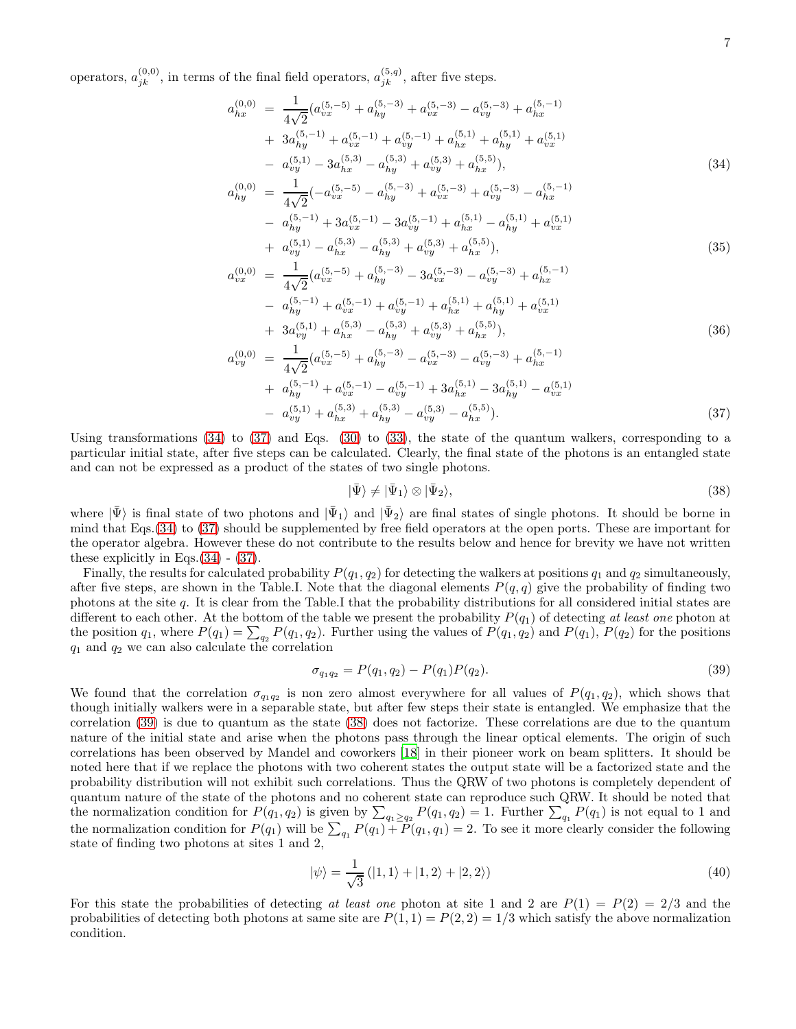operators, $a_{jk}^{(0,0)}$, in terms of the final field operators, $a_{jk}^{(5,q)}$, after five steps.

$$
\begin{aligned}
a_{hx}^{(0,0)} &= \frac{1}{4\sqrt{2}}(a_{vx}^{(5,-5)} + a_{hy}^{(5,-3)} + a_{vx}^{(5,-3)} - a_{vy}^{(5,-3)} + a_{hx}^{(5,-1)} \\
&+ 3a_{hy}^{(5,-1)} + a_{vx}^{(5,-1)} + a_{vy}^{(5,-1)} + a_{hx}^{(5,1)} + a_{hy}^{(5,1)} + a_{vx}^{(5,1)} \\
&- a_{vy}^{(5,1)} - 3a_{hx}^{(5,3)} - a_{hy}^{(5,3)} + a_{vy}^{(5,3)} + a_{hx}^{(5,5)}),
\end{aligned} \tag{34}
$$

$$
\begin{aligned}
a_{hy}^{(0,0)} &= \frac{1}{4\sqrt{2}}(-a_{vx}^{(5,-5)} - a_{hy}^{(5,-3)} + a_{vx}^{(5,-3)} + a_{vy}^{(5,-3)} - a_{hx}^{(5,-1)} \\
&- a_{hy}^{(5,-1)} + 3a_{vx}^{(5,-1)} - 3a_{vy}^{(5,-1)} + a_{hx}^{(5,1)} - a_{hy}^{(5,1)} + a_{vx}^{(5,1)} \\
&+ a_{vy}^{(5,1)} - a_{hx}^{(5,3)} - a_{hy}^{(5,3)} + a_{vy}^{(5,3)} + a_{hx}^{(5,5)}),
\end{aligned} \tag{35}
$$

$$
\begin{aligned}
a_{vx}^{(0,0)} &= \frac{1}{4\sqrt{2}}(a_{vx}^{(5,-5)} + a_{hy}^{(5,-3)} - 3a_{vx}^{(5,-3)} - a_{vy}^{(5,-3)} + a_{hx}^{(5,-1)} \\
&- a_{hy}^{(5,-1)} + a_{vx}^{(5,-1)} + a_{vy}^{(5,-1)} + a_{hx}^{(5,1)} + a_{hy}^{(5,1)} + a_{vx}^{(5,1)} \\
&+ 3a_{vy}^{(5,1)} + a_{hx}^{(5,3)} - a_{hy}^{(5,3)} + a_{vy}^{(5,3)} + a_{hx}^{(5,5)}),
\end{aligned} \tag{36}
$$

$$
\begin{aligned}
a_{vy}^{(0,0)} &= \frac{1}{4\sqrt{2}}(a_{vx}^{(5,-5)} + a_{hy}^{(5,-3)} - a_{vx}^{(5,-3)} - a_{vy}^{(5,-3)} + a_{hx}^{(5,-1)} \\
&+ a_{hy}^{(5,-1)} + a_{vx}^{(5,-1)} - a_{vy}^{(5,-1)} + 3a_{hx}^{(5,1)} - 3a_{hy}^{(5,1)} - a_{vx}^{(5,1)} \\
&- a_{vy}^{(5,1)} + a_{hx}^{(5,3)} + a_{hy}^{(5,3)} - a_{vy}^{(5,3)} - a_{hx}^{(5,5)}).
\end{aligned} \tag{37}
$$

Using transformations (34) to (37) and Eqs. (30) to (33), the state of the quantum walkers, corresponding to a particular initial state, after five steps can be calculated. Clearly, the final state of the photons is an entangled state and can not be expressed as a product of the states of two single photons.

$$
|\bar{\Psi}\rangle \neq |\bar{\Psi}_1\rangle \otimes |\bar{\Psi}_2\rangle, \tag{38}
$$

where $|\bar{\Psi}\rangle$ is final state of two photons and $|\bar{\Psi}_1\rangle$ and $|\bar{\Psi}_2\rangle$ are final states of single photons. It should be borne in mind that Eqs.(34) to (37) should be supplemented by free field operators at the open ports. These are important for the operator algebra. However these do not contribute to the results below and hence for brevity we have not written these explicitly in Eqs.(34) - (37).

Finally, the results for calculated probability $P(q_1, q_2)$ for detecting the walkers at positions $q_1$ and $q_2$ simultaneously, after five steps, are shown in the Table.I. Note that the diagonal elements $P(q, q)$ give the probability of finding two photons at the site $q$. It is clear from the Table.I that the probability distributions for all considered initial states are different to each other. At the bottom of the table we present the probability $P(q_1)$ of detecting *at least one* photon at the position $q_1$, where $P(q_1) = \sum_{q_2} P(q_1, q_2)$. Further using the values of $P(q_1, q_2)$ and $P(q_1)$, $P(q_2)$ for the positions $q_1$ and $q_2$ we can also calculate the correlation

$$
\sigma_{q_1 q_2} = P(q_1, q_2) - P(q_1)P(q_2). \tag{39}
$$

We found that the correlation $\sigma_{q_1 q_2}$ is non zero almost everywhere for all values of $P(q_1, q_2)$, which shows that though initially walkers were in a separable state, but after few steps their state is entangled. We emphasize that the correlation (39) is due to quantum as the state (38) does not factorize. These correlations are due to the quantum nature of the initial state and arise when the photons pass through the linear optical elements. The origin of such correlations has been observed by Mandel and coworkers [18] in their pioneer work on beam splitters. It should be noted here that if we replace the photons with two coherent states the output state will be a factorized state and the probability distribution will not exhibit such correlations. Thus the QRW of two photons is completely dependent of quantum nature of the state of the photons and no coherent state can reproduce such QRW. It should be noted that the normalization condition for $P(q_1, q_2)$ is given by $\sum_{q_1 \geq q_2} P(q_1, q_2) = 1$. Further $\sum_{q_1} P(q_1)$ is not equal to 1 and the normalization condition for $P(q_1)$ will be $\sum_{q_1} P(q_1) + P(q_1, q_1) = 2$. To see it more clearly consider the following state of finding two photons at sites 1 and 2,

$$
|\psi\rangle = \frac{1}{\sqrt{3}} \left(|1, 1\rangle + |1, 2\rangle + |2, 2\rangle\right) \tag{40}
$$

For this state the probabilities of detecting *at least one* photon at site 1 and 2 are $P(1) = P(2) = 2/3$ and the probabilities of detecting both photons at same site are $P(1, 1) = P(2, 2) = 1/3$ which satisfy the above normalization condition.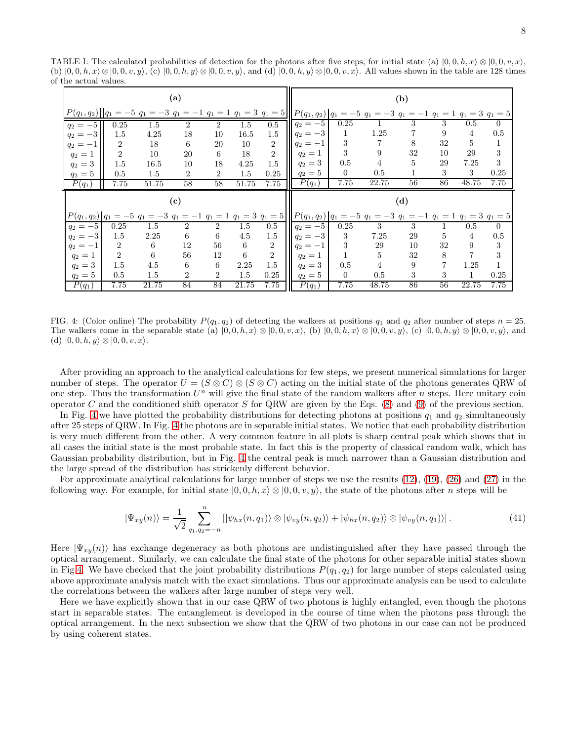TABLE I: The calculated probabilities of detection for the photons after five steps, for initial state (a) $|0,0,h,x\rangle \otimes |0,0,v,x\rangle$, (b) $|0,0,h,x\rangle \otimes |0,0,v,y\rangle$, (c) $|0,0,h,y\rangle \otimes |0,0,v,y\rangle$, and (d) $|0,0,h,y\rangle \otimes |0,0,v,x\rangle$. All values shown in the table are 128 times of the actual values.

**(a)**

| $P(q_1,q_2)$ | $q_1=-5$ | $q_1=-3$ | $q_1=-1$ | $q_1=1$ | $q_1=3$ | $q_1=5$ |
|---|---|---|---|---|---|---|
| $q_2=-5$ | 0.25 | 1.5 | 2 | 2 | 1.5 | 0.5 |
| $q_2=-3$ | 1.5 | 4.25 | 18 | 10 | 16.5 | 1.5 |
| $q_2=-1$ | 2 | 18 | 6 | 20 | 10 | 2 |
| $q_2=1$ | 2 | 10 | 20 | 6 | 18 | 2 |
| $q_2=3$ | 1.5 | 16.5 | 10 | 18 | 4.25 | 1.5 |
| $q_2=5$ | 0.5 | 1.5 | 2 | 2 | 1.5 | 0.25 |
| $P(q_1)$ | 7.75 | 51.75 | 58 | 58 | 51.75 | 7.75 |

**(b)**

| $P(q_1,q_2)$ | $q_1=-5$ | $q_1=-3$ | $q_1=-1$ | $q_1=1$ | $q_1=3$ | $q_1=5$ |
|---|---|---|---|---|---|---|
| $q_2=-5$ | 0.25 | 1 | 3 | 3 | 0.5 | 0 |
| $q_2=-3$ | 1 | 1.25 | 7 | 9 | 4 | 0.5 |
| $q_2=-1$ | 3 | 7 | 8 | 32 | 5 | 1 |
| $q_2=1$ | 3 | 9 | 32 | 10 | 29 | 3 |
| $q_2=3$ | 0.5 | 4 | 5 | 29 | 7.25 | 3 |
| $q_2=5$ | 0 | 0.5 | 1 | 3 | 3 | 0.25 |
| $P(q_1)$ | 7.75 | 22.75 | 56 | 86 | 48.75 | 7.75 |

**(c)**

| $P(q_1,q_2)$ | $q_1=-5$ | $q_1=-3$ | $q_1=-1$ | $q_1=1$ | $q_1=3$ | $q_1=5$ |
|---|---|---|---|---|---|---|
| $q_2=-5$ | 0.25 | 1.5 | 2 | 2 | 1.5 | 0.5 |
| $q_2=-3$ | 1.5 | 2.25 | 6 | 6 | 4.5 | 1.5 |
| $q_2=-1$ | 2 | 6 | 12 | 56 | 6 | 2 |
| $q_2=1$ | 2 | 6 | 56 | 12 | 6 | 2 |
| $q_2=3$ | 1.5 | 4.5 | 6 | 6 | 2.25 | 1.5 |
| $q_2=5$ | 0.5 | 1.5 | 2 | 2 | 1.5 | 0.25 |
| $P(q_1)$ | 7.75 | 21.75 | 84 | 84 | 21.75 | 7.75 |

**(d)**

| $P(q_1,q_2)$ | $q_1=-5$ | $q_1=-3$ | $q_1=-1$ | $q_1=1$ | $q_1=3$ | $q_1=5$ |
|---|---|---|---|---|---|---|
| $q_2=-5$ | 0.25 | 3 | 3 | 1 | 0.5 | 0 |
| $q_2=-3$ | 3 | 7.25 | 29 | 5 | 4 | 0.5 |
| $q_2=-1$ | 3 | 29 | 10 | 32 | 9 | 3 |
| $q_2=1$ | 1 | 5 | 32 | 8 | 7 | 3 |
| $q_2=3$ | 0.5 | 4 | 9 | 7 | 1.25 | 1 |
| $q_2=5$ | 0 | 0.5 | 3 | 3 | 1 | 0.25 |
| $P(q_1)$ | 7.75 | 48.75 | 86 | 56 | 22.75 | 7.75 |

FIG. 4: (Color online) The probability $P(q_1,q_2)$ of detecting the walkers at positions $q_1$ and $q_2$ after number of steps $n=25$. The walkers come in the separable state (a) $|0,0,h,x\rangle \otimes |0,0,v,x\rangle$, (b) $|0,0,h,x\rangle \otimes |0,0,v,y\rangle$, (c) $|0,0,h,y\rangle \otimes |0,0,v,y\rangle$, and (d) $|0,0,h,y\rangle \otimes |0,0,v,x\rangle$.

After providing an approach to the analytical calculations for few steps, we present numerical simulations for larger number of steps. The operator $U=(S\otimes C)\otimes(S\otimes C)$ acting on the initial state of the photons generates QRW of one step. Thus the transformation $U^n$ will give the final state of the random walkers after $n$ steps. Here unitary coin operator $C$ and the conditioned shift operator $S$ for QRW are given by the Eqs. (8) and (9) of the previous section.

In Fig. 4 we have plotted the probability distributions for detecting photons at positions $q_1$ and $q_2$ simultaneously after 25 steps of QRW. In Fig. 4 the photons are in separable initial states. We notice that each probability distribution is very much different from the other. A very common feature in all plots is sharp central peak which shows that in all cases the initial state is the most probable state. In fact this is the property of classical random walk, which has Gaussian probability distribution, but in Fig. 4 the central peak is much narrower than a Gaussian distribution and the large spread of the distribution has strickenly different behavior.

For approximate analytical calculations for large number of steps we use the results (12), (19), (26) and (27) in the following way. For example, for initial state $|0,0,h,x\rangle \otimes |0,0,v,y\rangle$, the state of the photons after $n$ steps will be

$$|\Psi_{xy}(n)\rangle = \frac{1}{\sqrt{2}} \sum_{q_1,q_2=-n}^{n} \left[|\psi_{hx}(n,q_1)\rangle \otimes |\psi_{vy}(n,q_2)\rangle + |\psi_{hx}(n,q_2)\rangle \otimes |\psi_{vy}(n,q_1)\rangle\right]. \tag{41}$$

Here $|\Psi_{xy}(n)\rangle$ has exchange degeneracy as both photons are undistinguished after they have passed through the optical arrangement. Similarly, we can calculate the final state of the photons for other separable initial states shown in Fig 4. We have checked that the joint probability distributions $P(q_1,q_2)$ for large number of steps calculated using above approximate analysis match with the exact simulations. Thus our approximate analysis can be used to calculate the correlations between the walkers after large number of steps very well.

Here we have explicitly shown that in our case QRW of two photons is highly entangled, even though the photons start in separable states. The entanglement is developed in the course of time when the photons pass through the optical arrangement. In the next subsection we show that the QRW of two photons in our case can not be produced by using coherent states.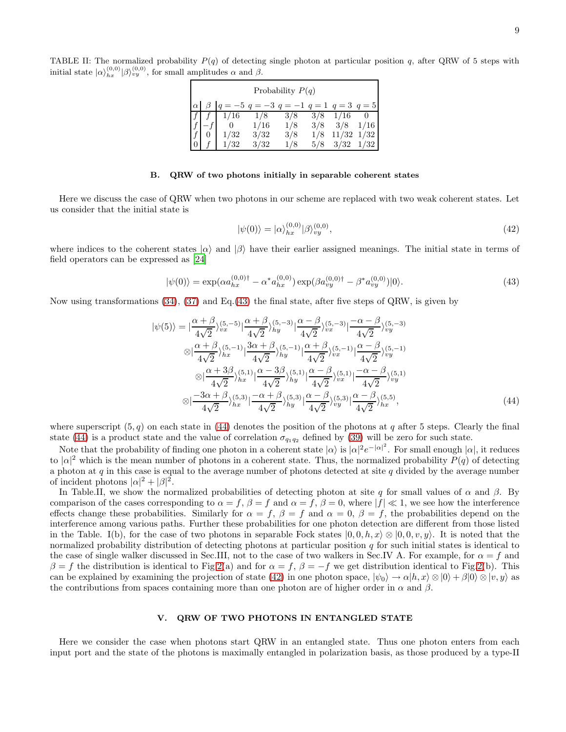TABLE II: The normalized probability $P(q)$ of detecting single photon at particular position $q$, after QRW of 5 steps with initial state $|\alpha\rangle_{hx}^{(0,0)}|\beta\rangle_{vy}^{(0,0)}$, for small amplitudes $\alpha$ and $\beta$.

| $\alpha$ | $\beta$ | $q=-5$ | $q=-3$ | $q=-1$ | $q=1$ | $q=3$ | $q=5$ |
|---|---|---|---|---|---|---|---|
| | | Probability $P(q)$ | | | | | |
| $f$ | $f$ | 1/16 | 1/8 | 3/8 | 3/8 | 1/16 | 0 |
| $f$ | $-f$ | 0 | 1/16 | 1/8 | 3/8 | 3/8 | 1/16 |
| $f$ | 0 | 1/32 | 3/32 | 3/8 | 1/8 | 11/32 | 1/32 |
| 0 | $f$ | 1/32 | 3/32 | 1/8 | 5/8 | 3/32 | 1/32 |

### B. QRW of two photons initially in separable coherent states

Here we discuss the case of QRW when two photons in our scheme are replaced with two weak coherent states. Let us consider that the initial state is

$$|\psi(0)\rangle = |\alpha\rangle_{hx}^{(0,0)}|\beta\rangle_{vy}^{(0,0)}, \tag{42}$$

where indices to the coherent states $|\alpha\rangle$ and $|\beta\rangle$ have their earlier assigned meanings. The initial state in terms of field operators can be expressed as [24]

$$|\psi(0)\rangle = \exp(\alpha a_{hx}^{(0,0)\dagger} - \alpha^* a_{hx}^{(0,0)}) \exp(\beta a_{vy}^{(0,0)\dagger} - \beta^* a_{vy}^{(0,0)})|0\rangle. \tag{43}$$

Now using transformations (34), (37) and Eq.(43) the final state, after five steps of QRW, is given by

$$\begin{aligned}
|\psi(5)\rangle = & \left|\frac{\alpha+\beta}{4\sqrt{2}}\right\rangle_{vx}^{(5,-5)} \left|\frac{\alpha+\beta}{4\sqrt{2}}\right\rangle_{hy}^{(5,-3)} \left|\frac{\alpha-\beta}{4\sqrt{2}}\right\rangle_{vx}^{(5,-3)} \left|\frac{-\alpha-\beta}{4\sqrt{2}}\right\rangle_{vy}^{(5,-3)} \\
& \otimes \left|\frac{\alpha+\beta}{4\sqrt{2}}\right\rangle_{hx}^{(5,-1)} \left|\frac{3\alpha+\beta}{4\sqrt{2}}\right\rangle_{hy}^{(5,-1)} \left|\frac{\alpha+\beta}{4\sqrt{2}}\right\rangle_{vx}^{(5,-1)} \left|\frac{\alpha-\beta}{4\sqrt{2}}\right\rangle_{vy}^{(5,-1)} \\
& \otimes \left|\frac{\alpha+3\beta}{4\sqrt{2}}\right\rangle_{hx}^{(5,1)} \left|\frac{\alpha-3\beta}{4\sqrt{2}}\right\rangle_{hy}^{(5,1)} \left|\frac{\alpha-\beta}{4\sqrt{2}}\right\rangle_{vx}^{(5,1)} \left|\frac{-\alpha-\beta}{4\sqrt{2}}\right\rangle_{vy}^{(5,1)} \\
& \otimes \left|\frac{-3\alpha+\beta}{4\sqrt{2}}\right\rangle_{hx}^{(5,3)} \left|\frac{-\alpha+\beta}{4\sqrt{2}}\right\rangle_{hy}^{(5,3)} \left|\frac{\alpha-\beta}{4\sqrt{2}}\right\rangle_{vy}^{(5,3)} \left|\frac{\alpha-\beta}{4\sqrt{2}}\right\rangle_{hx}^{(5,5)},
\end{aligned} \tag{44}$$

where superscript $(5,q)$ on each state in (44) denotes the position of the photons at $q$ after 5 steps. Clearly the final state (44) is a product state and the value of correlation $\sigma_{q_1q_2}$ defined by (39) will be zero for such state.

Note that the probability of finding one photon in a coherent state $|\alpha\rangle$ is $|\alpha|^2 e^{-|\alpha|^2}$. For small enough $|\alpha|$, it reduces to $|\alpha|^2$ which is the mean number of photons in a coherent state. Thus, the normalized probability $P(q)$ of detecting a photon at $q$ in this case is equal to the average number of photons detected at site $q$ divided by the average number of incident photons $|\alpha|^2 + |\beta|^2$.

In Table.II, we show the normalized probabilities of detecting photon at site $q$ for small values of $\alpha$ and $\beta$. By comparison of the cases corresponding to $\alpha = f$, $\beta = f$ and $\alpha = f$, $\beta = 0$, where $|f| \ll 1$, we see how the interference effects change these probabilities. Similarly for $\alpha = f$, $\beta = f$ and $\alpha = 0$, $\beta = f$, the probabilities depend on the interference among various paths. Further these probabilities for one photon detection are different from those listed in the Table. I(b), for the case of two photons in separable Fock states $|0,0,h,x\rangle \otimes |0,0,v,y\rangle$. It is noted that the normalized probability distribution of detecting photons at particular position $q$ for such initial states is identical to the case of single walker discussed in Sec.III, not to the case of two walkers in Sec.IV A. For example, for $\alpha = f$ and $\beta = f$ the distribution is identical to Fig.2(a) and for $\alpha = f$, $\beta = -f$ we get distribution identical to Fig.2(b). This can be explained by examining the projection of state (42) in one photon space, $|\psi_0\rangle \to \alpha|h,x\rangle \otimes |0\rangle + \beta|0\rangle \otimes |v,y\rangle$ as the contributions from spaces containing more than one photon are of higher order in $\alpha$ and $\beta$.

## V. QRW OF TWO PHOTONS IN ENTANGLED STATE

Here we consider the case when photons start QRW in an entangled state. Thus one photon enters from each input port and the state of the photons is maximally entangled in polarization basis, as those produced by a type-II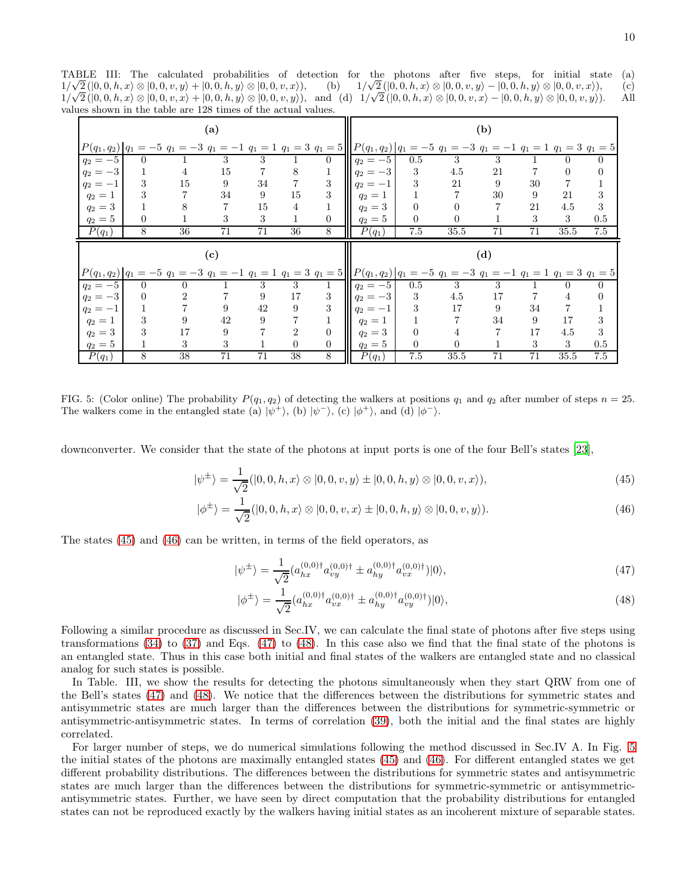TABLE III: The calculated probabilities of detection for the photons after five steps, for initial state (a) $1/\sqrt{2}\,(|0,0,h,x\rangle \otimes |0,0,v,y\rangle + |0,0,h,y\rangle \otimes |0,0,v,x\rangle)$, (b) $1/\sqrt{2}\,(|0,0,h,x\rangle \otimes |0,0,v,y\rangle - |0,0,h,y\rangle \otimes |0,0,v,x\rangle)$, (c) $1/\sqrt{2}\,(|0,0,h,x\rangle \otimes |0,0,v,x\rangle + |0,0,h,y\rangle \otimes |0,0,v,y\rangle)$, and (d) $1/\sqrt{2}\,(|0,0,h,x\rangle \otimes |0,0,v,x\rangle - |0,0,h,y\rangle \otimes |0,0,v,y\rangle)$. All values shown in the table are 128 times of the actual values.

**(a)**

| $P(q_1,q_2)$ | $q_1=-5$ | $q_1=-3$ | $q_1=-1$ | $q_1=1$ | $q_1=3$ | $q_1=5$ |
|---|---|---|---|---|---|---|
| $q_2=-5$ | 0 | 1 | 3 | 3 | 1 | 0 |
| $q_2=-3$ | 1 | 4 | 15 | 7 | 8 | 1 |
| $q_2=-1$ | 3 | 15 | 9 | 34 | 7 | 3 |
| $q_2=1$ | 3 | 7 | 34 | 9 | 15 | 3 |
| $q_2=3$ | 1 | 8 | 7 | 15 | 4 | 1 |
| $q_2=5$ | 0 | 1 | 3 | 3 | 1 | 0 |
| $P(q_1)$ | 8 | 36 | 71 | 71 | 36 | 8 |

**(b)**

| $P(q_1,q_2)$ | $q_1=-5$ | $q_1=-3$ | $q_1=-1$ | $q_1=1$ | $q_1=3$ | $q_1=5$ |
|---|---|---|---|---|---|---|
| $q_2=-5$ | 0.5 | 3 | 3 | 1 | 0 | 0 |
| $q_2=-3$ | 3 | 4.5 | 21 | 7 | 0 | 0 |
| $q_2=-1$ | 3 | 21 | 9 | 30 | 7 | 1 |
| $q_2=1$ | 1 | 7 | 30 | 9 | 21 | 3 |
| $q_2=3$ | 0 | 0 | 7 | 21 | 4.5 | 3 |
| $q_2=5$ | 0 | 0 | 1 | 3 | 3 | 0.5 |
| $P(q_1)$ | 7.5 | 35.5 | 71 | 71 | 35.5 | 7.5 |

**(c)**

| $P(q_1,q_2)$ | $q_1=-5$ | $q_1=-3$ | $q_1=-1$ | $q_1=1$ | $q_1=3$ | $q_1=5$ |
|---|---|---|---|---|---|---|
| $q_2=-5$ | 0 | 0 | 1 | 3 | 3 | 1 |
| $q_2=-3$ | 0 | 2 | 7 | 9 | 17 | 3 |
| $q_2=-1$ | 1 | 7 | 9 | 42 | 9 | 3 |
| $q_2=1$ | 3 | 9 | 42 | 9 | 7 | 1 |
| $q_2=3$ | 3 | 17 | 9 | 7 | 2 | 0 |
| $q_2=5$ | 1 | 3 | 3 | 1 | 0 | 0 |
| $P(q_1)$ | 8 | 38 | 71 | 71 | 38 | 8 |

**(d)**

| $P(q_1,q_2)$ | $q_1=-5$ | $q_1=-3$ | $q_1=-1$ | $q_1=1$ | $q_1=3$ | $q_1=5$ |
|---|---|---|---|---|---|---|
| $q_2=-5$ | 0.5 | 3 | 3 | 1 | 0 | 0 |
| $q_2=-3$ | 3 | 4.5 | 17 | 7 | 4 | 0 |
| $q_2=-1$ | 3 | 17 | 9 | 34 | 7 | 1 |
| $q_2=1$ | 1 | 7 | 34 | 9 | 17 | 3 |
| $q_2=3$ | 0 | 4 | 7 | 17 | 4.5 | 3 |
| $q_2=5$ | 0 | 0 | 1 | 3 | 3 | 0.5 |
| $P(q_1)$ | 7.5 | 35.5 | 71 | 71 | 35.5 | 7.5 |

FIG. 5: (Color online) The probability $P(q_1,q_2)$ of detecting the walkers at positions $q_1$ and $q_2$ after number of steps $n=25$. The walkers come in the entangled state (a) $|\psi^+\rangle$, (b) $|\psi^-\rangle$, (c) $|\phi^+\rangle$, and (d) $|\phi^-\rangle$.

downconverter. We consider that the state of the photons at input ports is one of the four Bell's states [23],

$$|\psi^{\pm}\rangle = \frac{1}{\sqrt{2}}(|0,0,h,x\rangle \otimes |0,0,v,y\rangle \pm |0,0,h,y\rangle \otimes |0,0,v,x\rangle), \tag{45}$$

$$|\phi^{\pm}\rangle = \frac{1}{\sqrt{2}}(|0,0,h,x\rangle \otimes |0,0,v,x\rangle \pm |0,0,h,y\rangle \otimes |0,0,v,y\rangle). \tag{46}$$

The states (45) and (46) can be written, in terms of the field operators, as

$$|\psi^{\pm}\rangle = \frac{1}{\sqrt{2}}(a_{hx}^{(0,0)\dagger}a_{vy}^{(0,0)\dagger} \pm a_{hy}^{(0,0)\dagger}a_{vx}^{(0,0)\dagger})|0\rangle, \tag{47}$$

$$|\phi^{\pm}\rangle = \frac{1}{\sqrt{2}}(a_{hx}^{(0,0)\dagger}a_{vx}^{(0,0)\dagger} \pm a_{hy}^{(0,0)\dagger}a_{vy}^{(0,0)\dagger})|0\rangle, \tag{48}$$

Following a similar procedure as discussed in Sec.IV, we can calculate the final state of photons after five steps using transformations (34) to (37) and Eqs. (47) to (48). In this case also we find that the final state of the photons is an entangled state. Thus in this case both initial and final states of the walkers are entangled state and no classical analog for such states is possible.

In Table. III, we show the results for detecting the photons simultaneously when they start QRW from one of the Bell's states (47) and (48). We notice that the differences between the distributions for symmetric states and antisymmetric states are much larger than the differences between the distributions for symmetric-symmetric or antisymmetric-antisymmetric states. In terms of correlation (39), both the initial and the final states are highly correlated.

For larger number of steps, we do numerical simulations following the method discussed in Sec.IV A. In Fig. 5 the initial states of the photons are maximally entangled states (45) and (46). For different entangled states we get different probability distributions. The differences between the distributions for symmetric states and antisymmetric states are much larger than the differences between the distributions for symmetric-symmetric or antisymmetric-antisymmetric states. Further, we have seen by direct computation that the probability distributions for entangled states can not be reproduced exactly by the walkers having initial states as an incoherent mixture of separable states.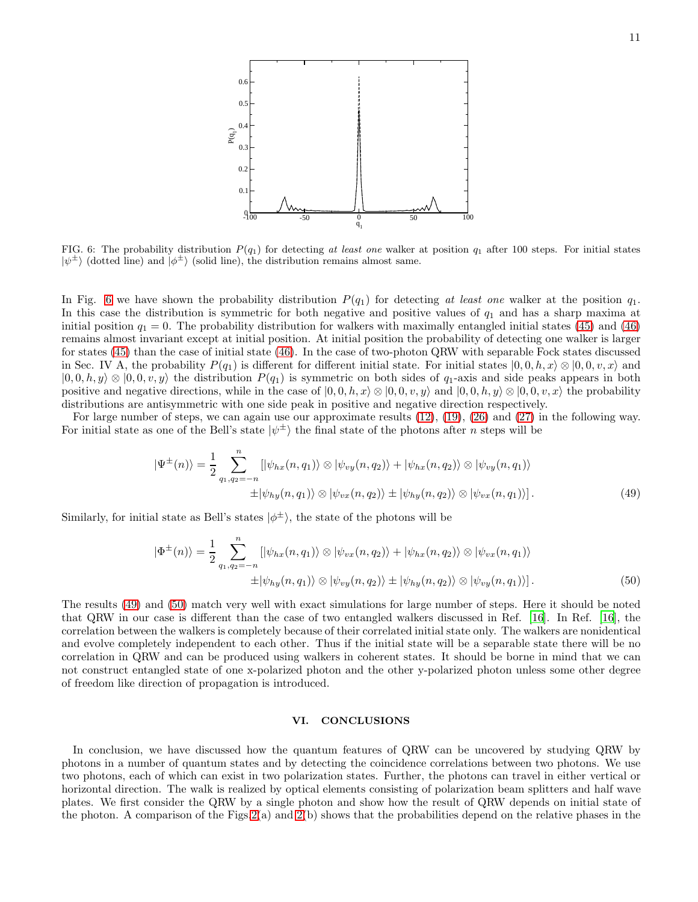FIG. 6: The probability distribution $P(q_1)$ for detecting *at least one* walker at position $q_1$ after 100 steps. For initial states $|\psi^{\pm}\rangle$ (dotted line) and $|\phi^{\pm}\rangle$ (solid line), the distribution remains almost same.

In Fig. 6 we have shown the probability distribution $P(q_1)$ for detecting *at least one* walker at the position $q_1$. In this case the distribution is symmetric for both negative and positive values of $q_1$ and has a sharp maxima at initial position $q_1 = 0$. The probability distribution for walkers with maximally entangled initial states (45) and (46) remains almost invariant except at initial position. At initial position the probability of detecting one walker is larger for states (45) than the case of initial state (46). In the case of two-photon QRW with separable Fock states discussed in Sec. IV A, the probability $P(q_1)$ is different for different initial state. For initial states $|0,0,h,x\rangle \otimes |0,0,v,x\rangle$ and $|0,0,h,y\rangle \otimes |0,0,v,y\rangle$ the distribution $P(q_1)$ is symmetric on both sides of $q_1$-axis and side peaks appears in both positive and negative directions, while in the case of $|0,0,h,x\rangle \otimes |0,0,v,y\rangle$ and $|0,0,h,y\rangle \otimes |0,0,v,x\rangle$ the probability distributions are antisymmetric with one side peak in positive and negative direction respectively.

For large number of steps, we can again use our approximate results (12), (19), (26) and (27) in the following way. For initial state as one of the Bell's state $|\psi^{\pm}\rangle$ the final state of the photons after $n$ steps will be

$$
\begin{aligned}
|\Psi^{\pm}(n)\rangle = \frac{1}{2}\sum_{q_1,q_2=-n}^{n} & \left[|\psi_{hx}(n,q_1)\rangle \otimes |\psi_{vy}(n,q_2)\rangle + |\psi_{hx}(n,q_2)\rangle \otimes |\psi_{vy}(n,q_1)\rangle \right. \\
& \left. \pm |\psi_{hy}(n,q_1)\rangle \otimes |\psi_{vx}(n,q_2)\rangle \pm |\psi_{hy}(n,q_2)\rangle \otimes |\psi_{vx}(n,q_1)\rangle \right]. \qquad (49)
\end{aligned}
$$

Similarly, for initial state as Bell's states $|\phi^{\pm}\rangle$, the state of the photons will be

$$
\begin{aligned}
|\Phi^{\pm}(n)\rangle = \frac{1}{2}\sum_{q_1,q_2=-n}^{n} & \left[|\psi_{hx}(n,q_1)\rangle \otimes |\psi_{vx}(n,q_2)\rangle + |\psi_{hx}(n,q_2)\rangle \otimes |\psi_{vx}(n,q_1)\rangle \right. \\
& \left. \pm |\psi_{hy}(n,q_1)\rangle \otimes |\psi_{vy}(n,q_2)\rangle \pm |\psi_{hy}(n,q_2)\rangle \otimes |\psi_{vy}(n,q_1)\rangle \right]. \qquad (50)
\end{aligned}
$$

The results (49) and (50) match very well with exact simulations for large number of steps. Here it should be noted that QRW in our case is different than the case of two entangled walkers discussed in Ref. [16]. In Ref. [16], the correlation between the walkers is completely because of their correlated initial state only. The walkers are nonidentical and evolve completely independent to each other. Thus if the initial state will be a separable state there will be no correlation in QRW and can be produced using walkers in coherent states. It should be borne in mind that we can not construct entangled state of one x-polarized photon and the other y-polarized photon unless some other degree of freedom like direction of propagation is introduced.

## VI. CONCLUSIONS

In conclusion, we have discussed how the quantum features of QRW can be uncovered by studying QRW by photons in a number of quantum states and by detecting the coincidence correlations between two photons. We use two photons, each of which can exist in two polarization states. Further, the photons can travel in either vertical or horizontal direction. The walk is realized by optical elements consisting of polarization beam splitters and half wave plates. We first consider the QRW by a single photon and show how the result of QRW depends on initial state of the photon. A comparison of the Figs.2(a) and 2(b) shows that the probabilities depend on the relative phases in the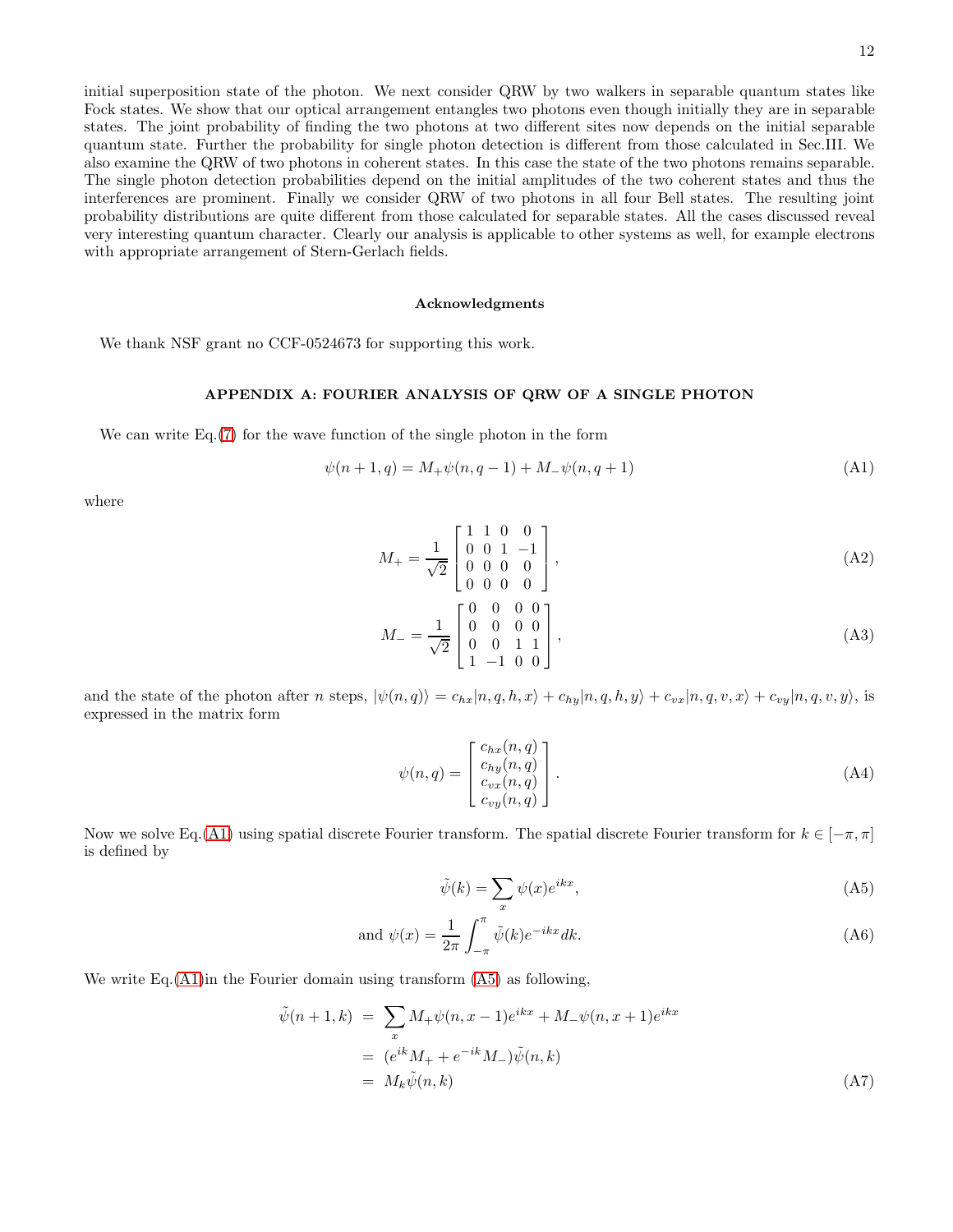initial superposition state of the photon. We next consider QRW by two walkers in separable quantum states like Fock states. We show that our optical arrangement entangles two photons even though initially they are in separable states. The joint probability of finding the two photons at two different sites now depends on the initial separable quantum state. Further the probability for single photon detection is different from those calculated in Sec.III. We also examine the QRW of two photons in coherent states. In this case the state of the two photons remains separable. The single photon detection probabilities depend on the initial amplitudes of the two coherent states and thus the interferences are prominent. Finally we consider QRW of two photons in all four Bell states. The resulting joint probability distributions are quite different from those calculated for separable states. All the cases discussed reveal very interesting quantum character. Clearly our analysis is applicable to other systems as well, for example electrons with appropriate arrangement of Stern-Gerlach fields.

### Acknowledgments

We thank NSF grant no CCF-0524673 for supporting this work.

## APPENDIX A: FOURIER ANALYSIS OF QRW OF A SINGLE PHOTON

We can write Eq.(7) for the wave function of the single photon in the form

$$\psi(n+1,q) = M_+\psi(n,q-1) + M_-\psi(n,q+1) \tag{A1}$$

where

$$M_+ = \frac{1}{\sqrt{2}}\begin{bmatrix} 1 & 1 & 0 & 0 \\ 0 & 0 & 1 & -1 \\ 0 & 0 & 0 & 0 \\ 0 & 0 & 0 & 0 \end{bmatrix}, \tag{A2}$$

$$M_- = \frac{1}{\sqrt{2}}\begin{bmatrix} 0 & 0 & 0 & 0 \\ 0 & 0 & 0 & 0 \\ 0 & 0 & 1 & 1 \\ 1 & -1 & 0 & 0 \end{bmatrix}, \tag{A3}$$

and the state of the photon after $n$ steps, $|\psi(n,q)\rangle = c_{hx}|n,q,h,x\rangle + c_{hy}|n,q,h,y\rangle + c_{vx}|n,q,v,x\rangle + c_{vy}|n,q,v,y\rangle$, is expressed in the matrix form

$$\psi(n,q) = \begin{bmatrix} c_{hx}(n,q) \\ c_{hy}(n,q) \\ c_{vx}(n,q) \\ c_{vy}(n,q) \end{bmatrix}. \tag{A4}$$

Now we solve Eq.(A1) using spatial discrete Fourier transform. The spatial discrete Fourier transform for $k \in [-\pi, \pi]$ is defined by

$$\tilde{\psi}(k) = \sum_x \psi(x)e^{ikx}, \tag{A5}$$

$$\text{and } \psi(x) = \frac{1}{2\pi}\int_{-\pi}^{\pi} \tilde{\psi}(k)e^{-ikx}dk. \tag{A6}$$

We write Eq.(A1)in the Fourier domain using transform (A5) as following,

$$\begin{aligned} \tilde{\psi}(n+1,k) &= \sum_x M_+\psi(n,x-1)e^{ikx} + M_-\psi(n,x+1)e^{ikx} \\ &= (e^{ik}M_+ + e^{-ik}M_-)\tilde{\psi}(n,k) \\ &= M_k\tilde{\psi}(n,k) \end{aligned} \tag{A7}$$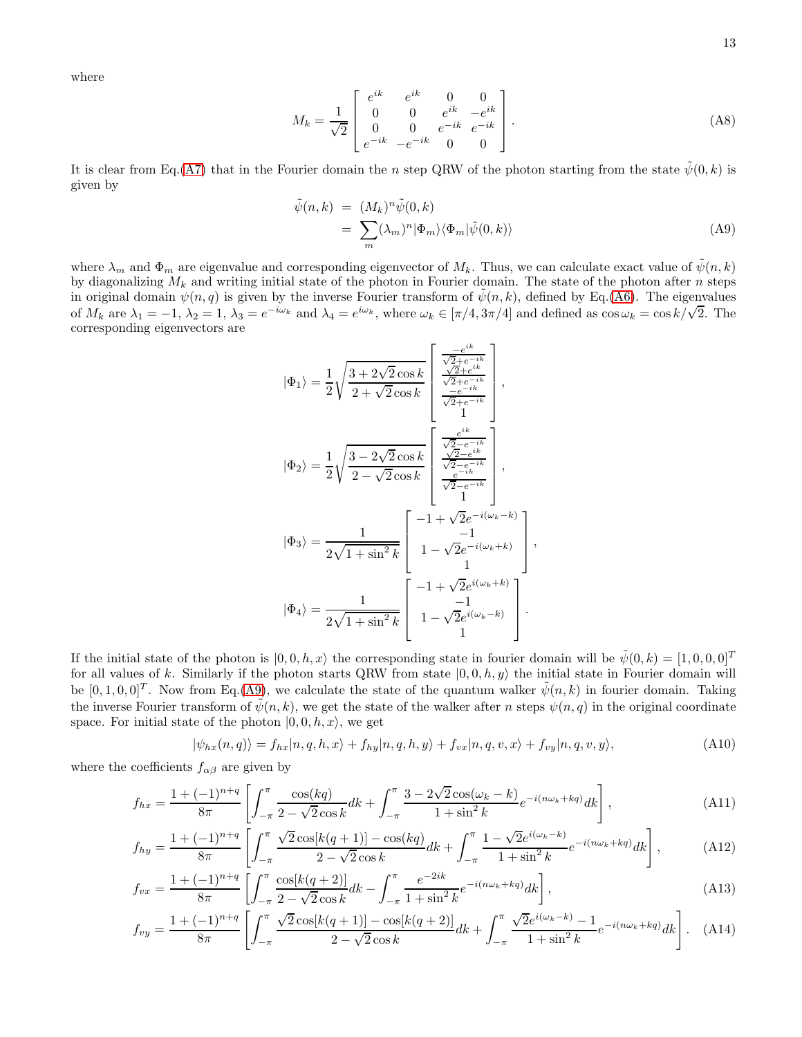where

$$M_k = \frac{1}{\sqrt{2}} \begin{bmatrix} e^{ik} & e^{ik} & 0 & 0 \\ 0 & 0 & e^{ik} & -e^{ik} \\ 0 & 0 & e^{-ik} & e^{-ik} \\ e^{-ik} & -e^{-ik} & 0 & 0 \end{bmatrix}. \tag{A8}$$

It is clear from Eq.(A7) that in the Fourier domain the $n$ step QRW of the photon starting from the state $\tilde{\psi}(0,k)$ is given by

$$\begin{aligned} \tilde{\psi}(n,k) &= (M_k)^n \tilde{\psi}(0,k) \\ &= \sum_m (\lambda_m)^n |\Phi_m\rangle\langle\Phi_m|\tilde{\psi}(0,k)\rangle \end{aligned} \tag{A9}$$

where $\lambda_m$ and $\Phi_m$ are eigenvalue and corresponding eigenvector of $M_k$. Thus, we can calculate exact value of $\tilde{\psi}(n,k)$ by diagonalizing $M_k$ and writing initial state of the photon in Fourier domain. The state of the photon after $n$ steps in original domain $\psi(n,q)$ is given by the inverse Fourier transform of $\tilde{\psi}(n,k)$, defined by Eq.(A6). The eigenvalues of $M_k$ are $\lambda_1 = -1$, $\lambda_2 = 1$, $\lambda_3 = e^{-i\omega_k}$ and $\lambda_4 = e^{i\omega_k}$, where $\omega_k \in [\pi/4, 3\pi/4]$ and defined as $\cos\omega_k = \cos k/\sqrt{2}$. The corresponding eigenvectors are

$$|\Phi_1\rangle = \frac{1}{2}\sqrt{\frac{3+2\sqrt{2}\cos k}{2+\sqrt{2}\cos k}} \begin{bmatrix} \frac{-e^{ik}}{\sqrt{2}+e^{-ik}} \\ \frac{\sqrt{2}+e^{ik}}{\sqrt{2}+e^{-ik}} \\ \frac{-e^{-ik}}{\sqrt{2}+e^{-ik}} \\ 1 \end{bmatrix},$$

$$|\Phi_2\rangle = \frac{1}{2}\sqrt{\frac{3-2\sqrt{2}\cos k}{2-\sqrt{2}\cos k}} \begin{bmatrix} \frac{e^{ik}}{\sqrt{2}-e^{-ik}} \\ \frac{\sqrt{2}-e^{ik}}{\sqrt{2}-e^{-ik}} \\ \frac{e^{-ik}}{\sqrt{2}-e^{-ik}} \\ 1 \end{bmatrix},$$

$$|\Phi_3\rangle = \frac{1}{2\sqrt{1+\sin^2 k}} \begin{bmatrix} -1+\sqrt{2}e^{-i(\omega_k-k)} \\ -1 \\ 1-\sqrt{2}e^{-i(\omega_k+k)} \\ 1 \end{bmatrix},$$

$$|\Phi_4\rangle = \frac{1}{2\sqrt{1+\sin^2 k}} \begin{bmatrix} -1+\sqrt{2}e^{i(\omega_k+k)} \\ -1 \\ 1-\sqrt{2}e^{i(\omega_k-k)} \\ 1 \end{bmatrix}.$$

If the initial state of the photon is $|0,0,h,x\rangle$ the corresponding state in fourier domain will be $\tilde{\psi}(0,k) = [1,0,0,0]^T$ for all values of $k$. Similarly if the photon starts QRW from state $|0,0,h,y\rangle$ the initial state in Fourier domain will be $[0,1,0,0]^T$. Now from Eq.(A9), we calculate the state of the quantum walker $\tilde{\psi}(n,k)$ in fourier domain. Taking the inverse Fourier transform of $\tilde{\psi}(n,k)$, we get the state of the walker after $n$ steps $\psi(n,q)$ in the original coordinate space. For initial state of the photon $|0,0,h,x\rangle$, we get

$$|\psi_{hx}(n,q)\rangle = f_{hx}|n,q,h,x\rangle + f_{hy}|n,q,h,y\rangle + f_{vx}|n,q,v,x\rangle + f_{vy}|n,q,v,y\rangle, \tag{A10}$$

where the coefficients $f_{\alpha\beta}$ are given by

$$f_{hx} = \frac{1+(-1)^{n+q}}{8\pi}\left[\int_{-\pi}^{\pi}\frac{\cos(kq)}{2-\sqrt{2}\cos k}dk + \int_{-\pi}^{\pi}\frac{3-2\sqrt{2}\cos(\omega_k-k)}{1+\sin^2 k}e^{-i(n\omega_k+kq)}dk\right], \tag{A11}$$

$$f_{hy} = \frac{1+(-1)^{n+q}}{8\pi}\left[\int_{-\pi}^{\pi}\frac{\sqrt{2}\cos[k(q+1)]-\cos(kq)}{2-\sqrt{2}\cos k}dk + \int_{-\pi}^{\pi}\frac{1-\sqrt{2}e^{i(\omega_k-k)}}{1+\sin^2 k}e^{-i(n\omega_k+kq)}dk\right], \tag{A12}$$

$$f_{vx} = \frac{1+(-1)^{n+q}}{8\pi}\left[\int_{-\pi}^{\pi}\frac{\cos[k(q+2)]}{2-\sqrt{2}\cos k}dk - \int_{-\pi}^{\pi}\frac{e^{-2ik}}{1+\sin^2 k}e^{-i(n\omega_k+kq)}dk\right], \tag{A13}$$

$$f_{vy} = \frac{1+(-1)^{n+q}}{8\pi}\left[\int_{-\pi}^{\pi}\frac{\sqrt{2}\cos[k(q+1)]-\cos[k(q+2)]}{2-\sqrt{2}\cos k}dk + \int_{-\pi}^{\pi}\frac{\sqrt{2}e^{i(\omega_k-k)}-1}{1+\sin^2 k}e^{-i(n\omega_k+kq)}dk\right]. \tag{A14}$$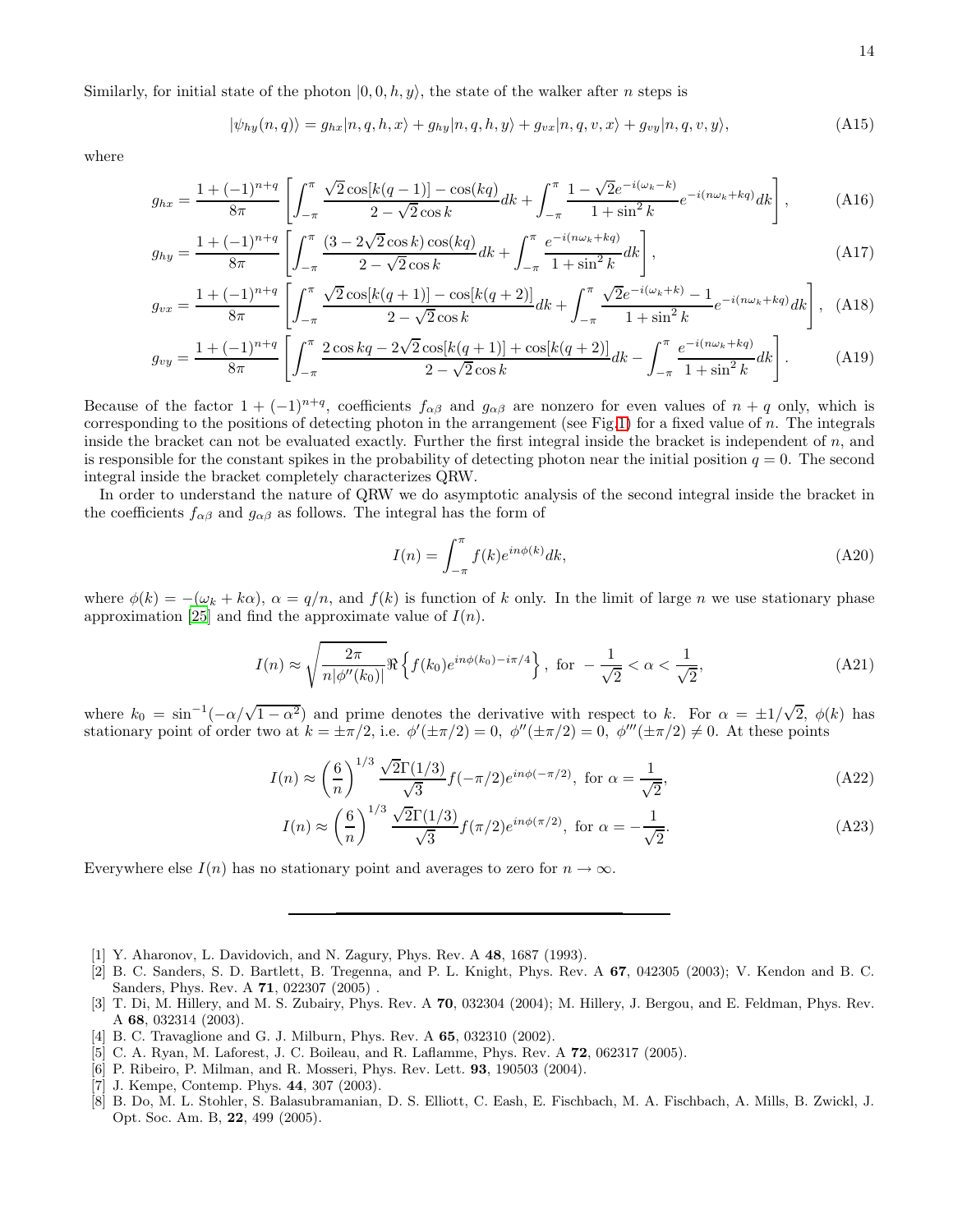Similarly, for initial state of the photon $|0, 0, h, y\rangle$, the state of the walker after $n$ steps is

$$|\psi_{hy}(n, q)\rangle = g_{hx}|n, q, h, x\rangle + g_{hy}|n, q, h, y\rangle + g_{vx}|n, q, v, x\rangle + g_{vy}|n, q, v, y\rangle, \tag{A15}$$

where

$$g_{hx} = \frac{1 + (-1)^{n+q}}{8\pi} \left[ \int_{-\pi}^{\pi} \frac{\sqrt{2}\cos[k(q-1)] - \cos(kq)}{2 - \sqrt{2}\cos k} dk + \int_{-\pi}^{\pi} \frac{1 - \sqrt{2}e^{-i(\omega_k - k)}}{1 + \sin^2 k} e^{-i(n\omega_k + kq)} dk \right], \tag{A16}$$

$$g_{hy} = \frac{1 + (-1)^{n+q}}{8\pi} \left[ \int_{-\pi}^{\pi} \frac{(3 - 2\sqrt{2}\cos k)\cos(kq)}{2 - \sqrt{2}\cos k} dk + \int_{-\pi}^{\pi} \frac{e^{-i(n\omega_k + kq)}}{1 + \sin^2 k} dk \right], \tag{A17}$$

$$g_{vx} = \frac{1 + (-1)^{n+q}}{8\pi} \left[ \int_{-\pi}^{\pi} \frac{\sqrt{2}\cos[k(q+1)] - \cos[k(q+2)]}{2 - \sqrt{2}\cos k} dk + \int_{-\pi}^{\pi} \frac{\sqrt{2}e^{-i(\omega_k + k)} - 1}{1 + \sin^2 k} e^{-i(n\omega_k + kq)} dk \right], \tag{A18}$$

$$g_{vy} = \frac{1 + (-1)^{n+q}}{8\pi} \left[ \int_{-\pi}^{\pi} \frac{2\cos kq - 2\sqrt{2}\cos[k(q+1)] + \cos[k(q+2)]}{2 - \sqrt{2}\cos k} dk - \int_{-\pi}^{\pi} \frac{e^{-i(n\omega_k + kq)}}{1 + \sin^2 k} dk \right]. \tag{A19}$$

Because of the factor $1 + (-1)^{n+q}$, coefficients $f_{\alpha\beta}$ and $g_{\alpha\beta}$ are nonzero for even values of $n + q$ only, which is corresponding to the positions of detecting photon in the arrangement (see Fig.1) for a fixed value of $n$. The integrals inside the bracket can not be evaluated exactly. Further the first integral inside the bracket is independent of $n$, and is responsible for the constant spikes in the probability of detecting photon near the initial position $q = 0$. The second integral inside the bracket completely characterizes QRW.

In order to understand the nature of QRW we do asymptotic analysis of the second integral inside the bracket in the coefficients $f_{\alpha\beta}$ and $g_{\alpha\beta}$ as follows. The integral has the form of

$$I(n) = \int_{-\pi}^{\pi} f(k)e^{in\phi(k)} dk, \tag{A20}$$

where $\phi(k) = -(\omega_k + k\alpha)$, $\alpha = q/n$, and $f(k)$ is function of $k$ only. In the limit of large $n$ we use stationary phase approximation [25] and find the approximate value of $I(n)$.

$$I(n) \approx \sqrt{\frac{2\pi}{n|\phi''(k_0)|}} \Re\left\{ f(k_0)e^{in\phi(k_0) - i\pi/4} \right\}, \text{ for } -\frac{1}{\sqrt{2}} < \alpha < \frac{1}{\sqrt{2}}, \tag{A21}$$

where $k_0 = \sin^{-1}(-\alpha/\sqrt{1-\alpha^2})$ and prime denotes the derivative with respect to $k$. For $\alpha = \pm 1/\sqrt{2}$, $\phi(k)$ has stationary point of order two at $k = \pm\pi/2$, i.e. $\phi'(\pm\pi/2) = 0,\ \phi''(\pm\pi/2) = 0,\ \phi'''(\pm\pi/2) \neq 0$. At these points

$$I(n) \approx \left(\frac{6}{n}\right)^{1/3} \frac{\sqrt{2}\Gamma(1/3)}{\sqrt{3}} f(-\pi/2)e^{in\phi(-\pi/2)}, \text{ for } \alpha = \frac{1}{\sqrt{2}}, \tag{A22}$$

$$I(n) \approx \left(\frac{6}{n}\right)^{1/3} \frac{\sqrt{2}\Gamma(1/3)}{\sqrt{3}} f(\pi/2)e^{in\phi(\pi/2)}, \text{ for } \alpha = -\frac{1}{\sqrt{2}}. \tag{A23}$$

Everywhere else $I(n)$ has no stationary point and averages to zero for $n \to \infty$.

---

[1] Y. Aharonov, L. Davidovich, and N. Zagury, Phys. Rev. A **48**, 1687 (1993).

[2] B. C. Sanders, S. D. Bartlett, B. Tregenna, and P. L. Knight, Phys. Rev. A **67**, 042305 (2003); V. Kendon and B. C. Sanders, Phys. Rev. A **71**, 022307 (2005) .

[3] T. Di, M. Hillery, and M. S. Zubairy, Phys. Rev. A **70**, 032304 (2004); M. Hillery, J. Bergou, and E. Feldman, Phys. Rev. A **68**, 032314 (2003).

[4] B. C. Travaglione and G. J. Milburn, Phys. Rev. A **65**, 032310 (2002).

[5] C. A. Ryan, M. Laforest, J. C. Boileau, and R. Laflamme, Phys. Rev. A **72**, 062317 (2005).

[6] P. Ribeiro, P. Milman, and R. Mosseri, Phys. Rev. Lett. **93**, 190503 (2004).

[7] J. Kempe, Contemp. Phys. **44**, 307 (2003).

[8] B. Do, M. L. Stohler, S. Balasubramanian, D. S. Elliott, C. Eash, E. Fischbach, M. A. Fischbach, A. Mills, B. Zwickl, J. Opt. Soc. Am. B, **22**, 499 (2005).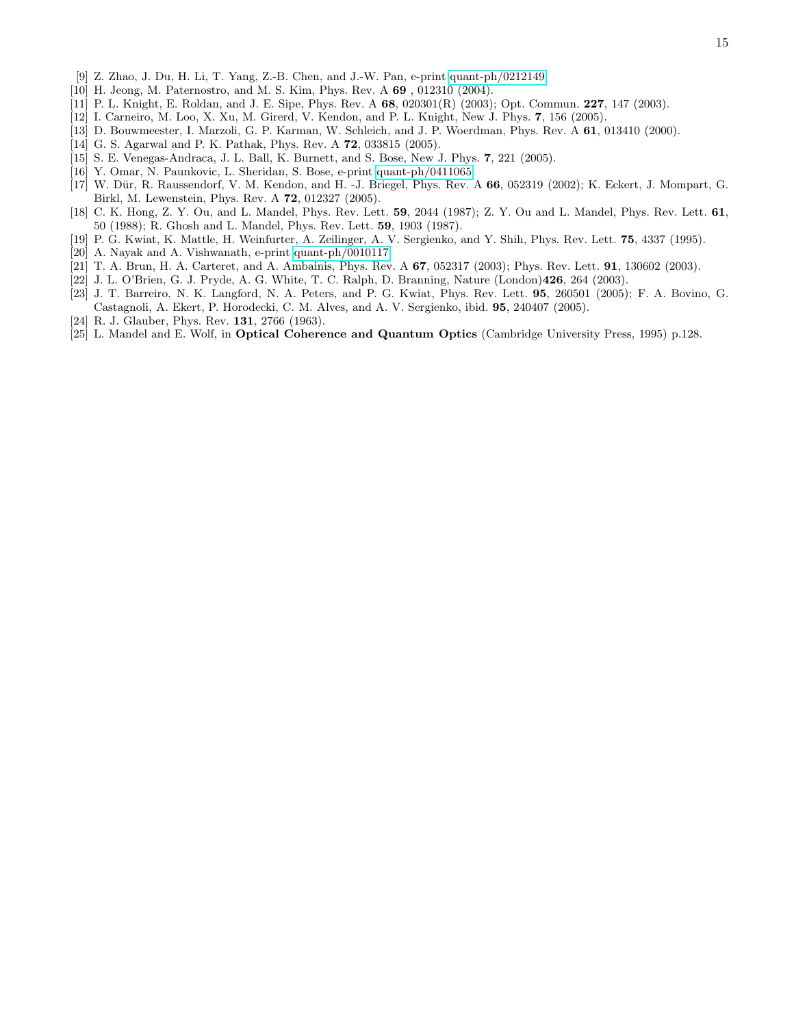[9] Z. Zhao, J. Du, H. Li, T. Yang, Z.-B. Chen, and J.-W. Pan, e-print quant-ph/0212149.

[10] H. Jeong, M. Paternostro, and M. S. Kim, Phys. Rev. A **69** , 012310 (2004).

[11] P. L. Knight, E. Roldan, and J. E. Sipe, Phys. Rev. A **68**, 020301(R) (2003); Opt. Commun. **227**, 147 (2003).

[12] I. Carneiro, M. Loo, X. Xu, M. Girerd, V. Kendon, and P. L. Knight, New J. Phys. **7**, 156 (2005).

[13] D. Bouwmeester, I. Marzoli, G. P. Karman, W. Schleich, and J. P. Woerdman, Phys. Rev. A **61**, 013410 (2000).

[14] G. S. Agarwal and P. K. Pathak, Phys. Rev. A **72**, 033815 (2005).

[15] S. E. Venegas-Andraca, J. L. Ball, K. Burnett, and S. Bose, New J. Phys. **7**, 221 (2005).

[16] Y. Omar, N. Paunkovic, L. Sheridan, S. Bose, e-print quant-ph/0411065.

[17] W. Dür, R. Raussendorf, V. M. Kendon, and H. -J. Briegel, Phys. Rev. A **66**, 052319 (2002); K. Eckert, J. Mompart, G. Birkl, M. Lewenstein, Phys. Rev. A **72**, 012327 (2005).

[18] C. K. Hong, Z. Y. Ou, and L. Mandel, Phys. Rev. Lett. **59**, 2044 (1987); Z. Y. Ou and L. Mandel, Phys. Rev. Lett. **61**, 50 (1988); R. Ghosh and L. Mandel, Phys. Rev. Lett. **59**, 1903 (1987).

[19] P. G. Kwiat, K. Mattle, H. Weinfurter, A. Zeilinger, A. V. Sergienko, and Y. Shih, Phys. Rev. Lett. **75**, 4337 (1995).

[20] A. Nayak and A. Vishwanath, e-print quant-ph/0010117.

[21] T. A. Brun, H. A. Carteret, and A. Ambainis, Phys. Rev. A **67**, 052317 (2003); Phys. Rev. Lett. **91**, 130602 (2003).

[22] J. L. O'Brien, G. J. Pryde, A. G. White, T. C. Ralph, D. Branning, Nature (London)**426**, 264 (2003).

[23] J. T. Barreiro, N. K. Langford, N. A. Peters, and P. G. Kwiat, Phys. Rev. Lett. **95**, 260501 (2005); F. A. Bovino, G. Castagnoli, A. Ekert, P. Horodecki, C. M. Alves, and A. V. Sergienko, ibid. **95**, 240407 (2005).

[24] R. J. Glauber, Phys. Rev. **131**, 2766 (1963).

[25] L. Mandel and E. Wolf, in **Optical Coherence and Quantum Optics** (Cambridge University Press, 1995) p.128.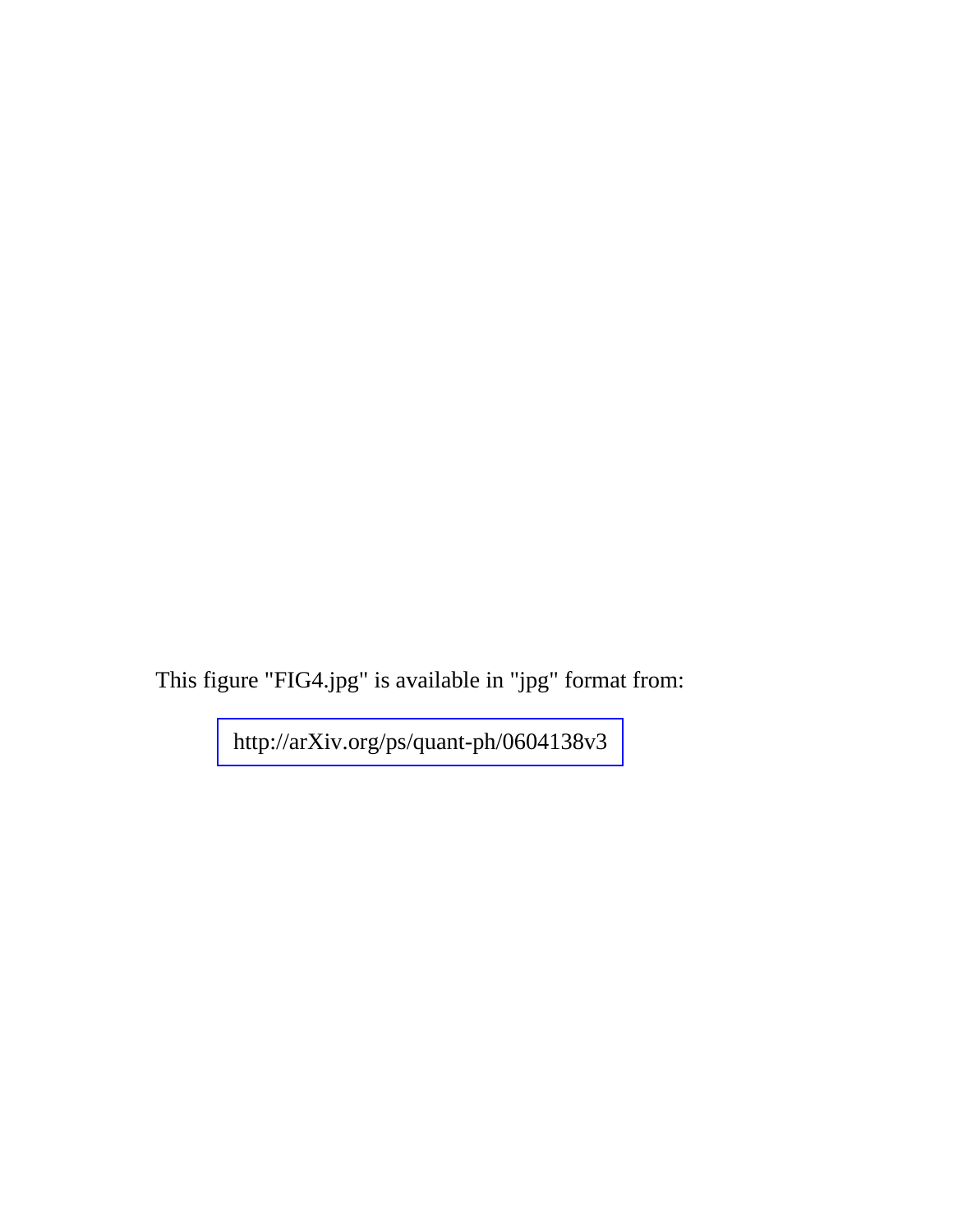This figure "FIG4.jpg" is available in "jpg" format from:

http://arXiv.org/ps/quant-ph/0604138v3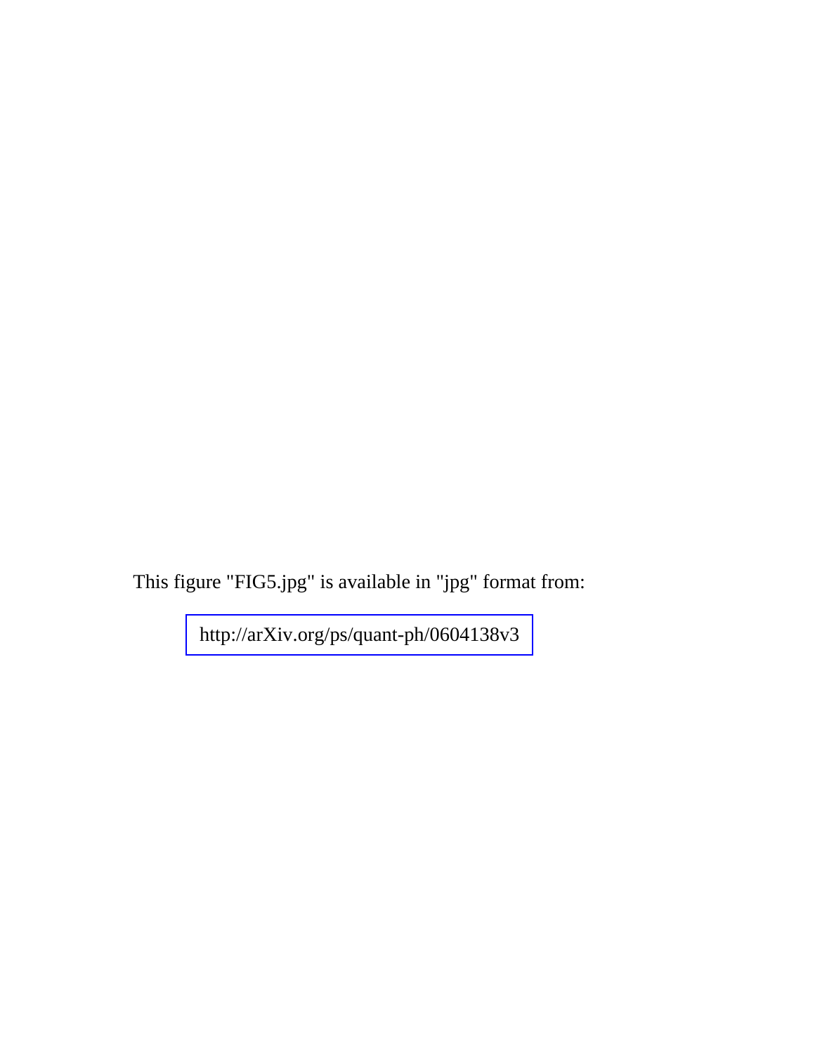This figure "FIG5.jpg" is available in "jpg" format from:

http://arXiv.org/ps/quant-ph/0604138v3